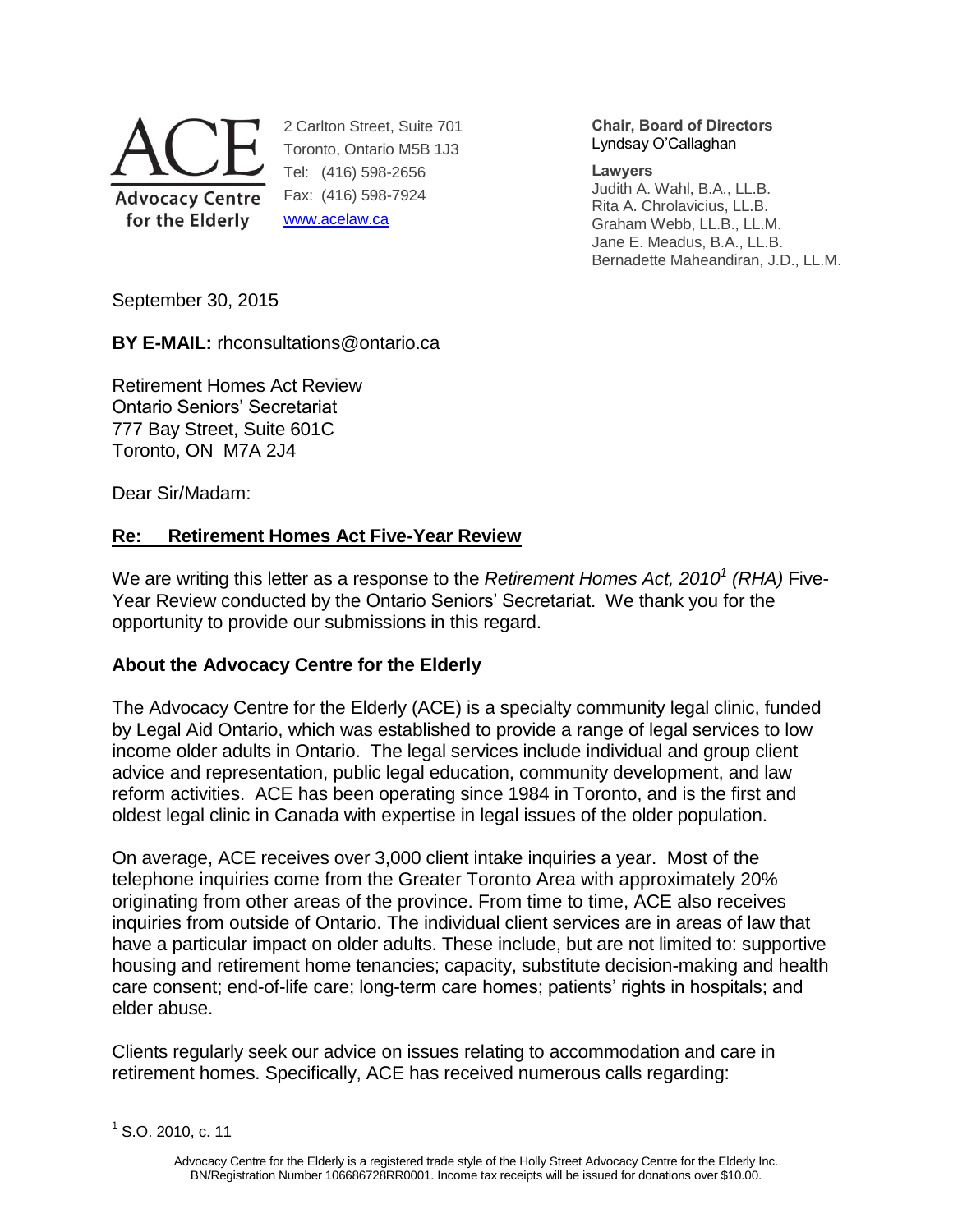ACE Advocacy Centre for the Elderly

2 Carlton Street, Suite 701
Toronto, Ontario M5B 1J3
Tel: (416) 598-2656
Fax: (416) 598-7924
www.acelaw.ca

**Chair, Board of Directors**
Lyndsay O'Callaghan

**Lawyers**
Judith A. Wahl, B.A., LL.B.
Rita A. Chrolavicius, LL.B.
Graham Webb, LL.B., LL.M.
Jane E. Meadus, B.A., LL.B.
Bernadette Maheandiran, J.D., LL.M.

September 30, 2015

**BY E-MAIL:** rhconsultations@ontario.ca

Retirement Homes Act Review
Ontario Seniors' Secretariat
777 Bay Street, Suite 601C
Toronto, ON M7A 2J4

Dear Sir/Madam:

**Re: Retirement Homes Act Five-Year Review**

We are writing this letter as a response to the *Retirement Homes Act, 2010*[1] *(RHA)* Five-Year Review conducted by the Ontario Seniors' Secretariat. We thank you for the opportunity to provide our submissions in this regard.

**About the Advocacy Centre for the Elderly**

The Advocacy Centre for the Elderly (ACE) is a specialty community legal clinic, funded by Legal Aid Ontario, which was established to provide a range of legal services to low income older adults in Ontario. The legal services include individual and group client advice and representation, public legal education, community development, and law reform activities. ACE has been operating since 1984 in Toronto, and is the first and oldest legal clinic in Canada with expertise in legal issues of the older population.

On average, ACE receives over 3,000 client intake inquiries a year. Most of the telephone inquiries come from the Greater Toronto Area with approximately 20% originating from other areas of the province. From time to time, ACE also receives inquiries from outside of Ontario. The individual client services are in areas of law that have a particular impact on older adults. These include, but are not limited to: supportive housing and retirement home tenancies; capacity, substitute decision-making and health care consent; end-of-life care; long-term care homes; patients' rights in hospitals; and elder abuse.

Clients regularly seek our advice on issues relating to accommodation and care in retirement homes. Specifically, ACE has received numerous calls regarding:

[1] S.O. 2010, c. 11

Advocacy Centre for the Elderly is a registered trade style of the Holly Street Advocacy Centre for the Elderly Inc.
BN/Registration Number 106686728RR0001. Income tax receipts will be issued for donations over $10.00.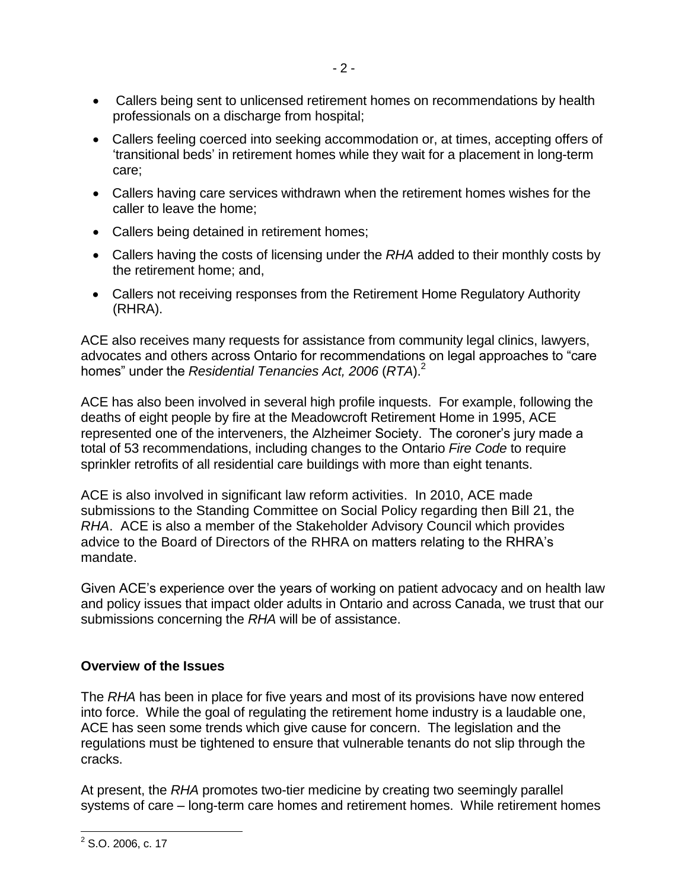- Callers being sent to unlicensed retirement homes on recommendations by health professionals on a discharge from hospital;
- Callers feeling coerced into seeking accommodation or, at times, accepting offers of 'transitional beds' in retirement homes while they wait for a placement in long-term care;
- Callers having care services withdrawn when the retirement homes wishes for the caller to leave the home;
- Callers being detained in retirement homes;
- Callers having the costs of licensing under the *RHA* added to their monthly costs by the retirement home; and,
- Callers not receiving responses from the Retirement Home Regulatory Authority (RHRA).

ACE also receives many requests for assistance from community legal clinics, lawyers, advocates and others across Ontario for recommendations on legal approaches to "care homes" under the *Residential Tenancies Act, 2006* (*RTA*).[2]

ACE has also been involved in several high profile inquests. For example, following the deaths of eight people by fire at the Meadowcroft Retirement Home in 1995, ACE represented one of the interveners, the Alzheimer Society. The coroner's jury made a total of 53 recommendations, including changes to the Ontario *Fire Code* to require sprinkler retrofits of all residential care buildings with more than eight tenants.

ACE is also involved in significant law reform activities. In 2010, ACE made submissions to the Standing Committee on Social Policy regarding then Bill 21, the *RHA*. ACE is also a member of the Stakeholder Advisory Council which provides advice to the Board of Directors of the RHRA on matters relating to the RHRA's mandate.

Given ACE's experience over the years of working on patient advocacy and on health law and policy issues that impact older adults in Ontario and across Canada, we trust that our submissions concerning the *RHA* will be of assistance.

**Overview of the Issues**

The *RHA* has been in place for five years and most of its provisions have now entered into force. While the goal of regulating the retirement home industry is a laudable one, ACE has seen some trends which give cause for concern. The legislation and the regulations must be tightened to ensure that vulnerable tenants do not slip through the cracks.

At present, the *RHA* promotes two-tier medicine by creating two seemingly parallel systems of care – long-term care homes and retirement homes. While retirement homes

[2] S.O. 2006, c. 17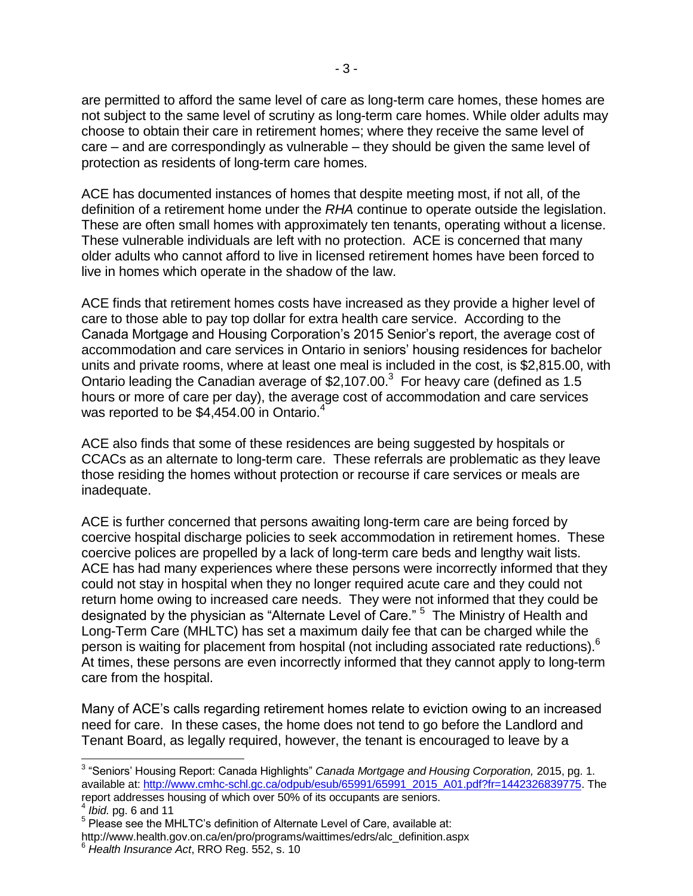are permitted to afford the same level of care as long-term care homes, these homes are not subject to the same level of scrutiny as long-term care homes. While older adults may choose to obtain their care in retirement homes; where they receive the same level of care – and are correspondingly as vulnerable – they should be given the same level of protection as residents of long-term care homes.

ACE has documented instances of homes that despite meeting most, if not all, of the definition of a retirement home under the *RHA* continue to operate outside the legislation. These are often small homes with approximately ten tenants, operating without a license. These vulnerable individuals are left with no protection. ACE is concerned that many older adults who cannot afford to live in licensed retirement homes have been forced to live in homes which operate in the shadow of the law.

ACE finds that retirement homes costs have increased as they provide a higher level of care to those able to pay top dollar for extra health care service. According to the Canada Mortgage and Housing Corporation's 2015 Senior's report, the average cost of accommodation and care services in Ontario in seniors' housing residences for bachelor units and private rooms, where at least one meal is included in the cost, is $2,815.00, with Ontario leading the Canadian average of $2,107.00.[3] For heavy care (defined as 1.5 hours or more of care per day), the average cost of accommodation and care services was reported to be $4,454.00 in Ontario.[4]

ACE also finds that some of these residences are being suggested by hospitals or CCACs as an alternate to long-term care. These referrals are problematic as they leave those residing the homes without protection or recourse if care services or meals are inadequate.

ACE is further concerned that persons awaiting long-term care are being forced by coercive hospital discharge policies to seek accommodation in retirement homes. These coercive polices are propelled by a lack of long-term care beds and lengthy wait lists. ACE has had many experiences where these persons were incorrectly informed that they could not stay in hospital when they no longer required acute care and they could not return home owing to increased care needs. They were not informed that they could be designated by the physician as "Alternate Level of Care." [5] The Ministry of Health and Long-Term Care (MHLTC) has set a maximum daily fee that can be charged while the person is waiting for placement from hospital (not including associated rate reductions).[6] At times, these persons are even incorrectly informed that they cannot apply to long-term care from the hospital.

Many of ACE's calls regarding retirement homes relate to eviction owing to an increased need for care. In these cases, the home does not tend to go before the Landlord and Tenant Board, as legally required, however, the tenant is encouraged to leave by a

---

[3] "Seniors' Housing Report: Canada Highlights" *Canada Mortgage and Housing Corporation,* 2015, pg. 1. available at: http://www.cmhc-schl.gc.ca/odpub/esub/65991/65991_2015_A01.pdf?fr=1442326839775. The report addresses housing of which over 50% of its occupants are seniors.

[4] *Ibid.* pg. 6 and 11

[5] Please see the MHLTC's definition of Alternate Level of Care, available at: http://www.health.gov.on.ca/en/pro/programs/waittimes/edrs/alc_definition.aspx

[6] *Health Insurance Act*, RRO Reg. 552, s. 10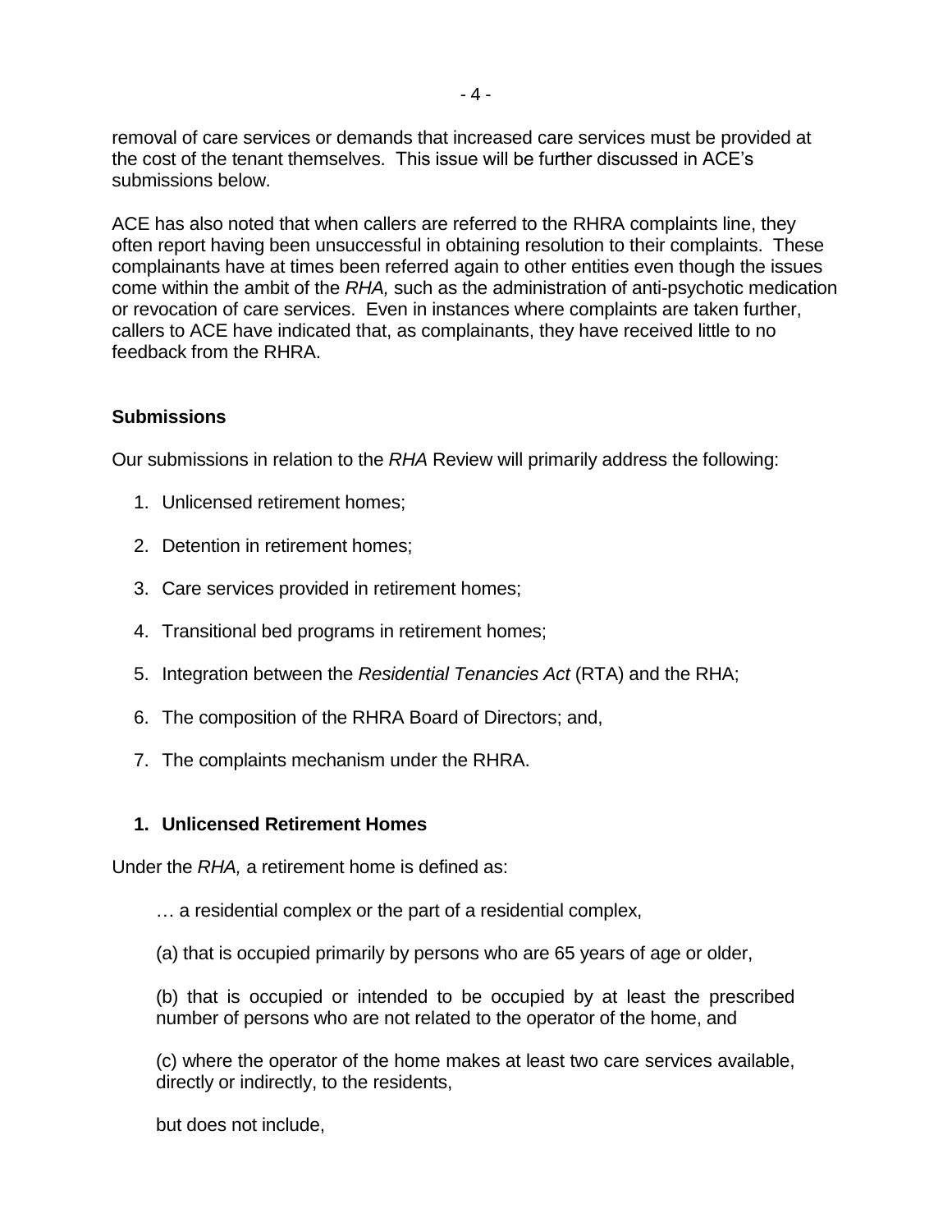removal of care services or demands that increased care services must be provided at the cost of the tenant themselves. This issue will be further discussed in ACE's submissions below.

ACE has also noted that when callers are referred to the RHRA complaints line, they often report having been unsuccessful in obtaining resolution to their complaints. These complainants have at times been referred again to other entities even though the issues come within the ambit of the *RHA,* such as the administration of anti-psychotic medication or revocation of care services. Even in instances where complaints are taken further, callers to ACE have indicated that, as complainants, they have received little to no feedback from the RHRA.

## Submissions

Our submissions in relation to the *RHA* Review will primarily address the following:

1. Unlicensed retirement homes;
2. Detention in retirement homes;
3. Care services provided in retirement homes;
4. Transitional bed programs in retirement homes;
5. Integration between the *Residential Tenancies Act* (RTA) and the RHA;
6. The composition of the RHRA Board of Directors; and,
7. The complaints mechanism under the RHRA.

### 1. Unlicensed Retirement Homes

Under the *RHA,* a retirement home is defined as:

> … a residential complex or the part of a residential complex,
>
> (a) that is occupied primarily by persons who are 65 years of age or older,
>
> (b) that is occupied or intended to be occupied by at least the prescribed number of persons who are not related to the operator of the home, and
>
> (c) where the operator of the home makes at least two care services available, directly or indirectly, to the residents,
>
> but does not include,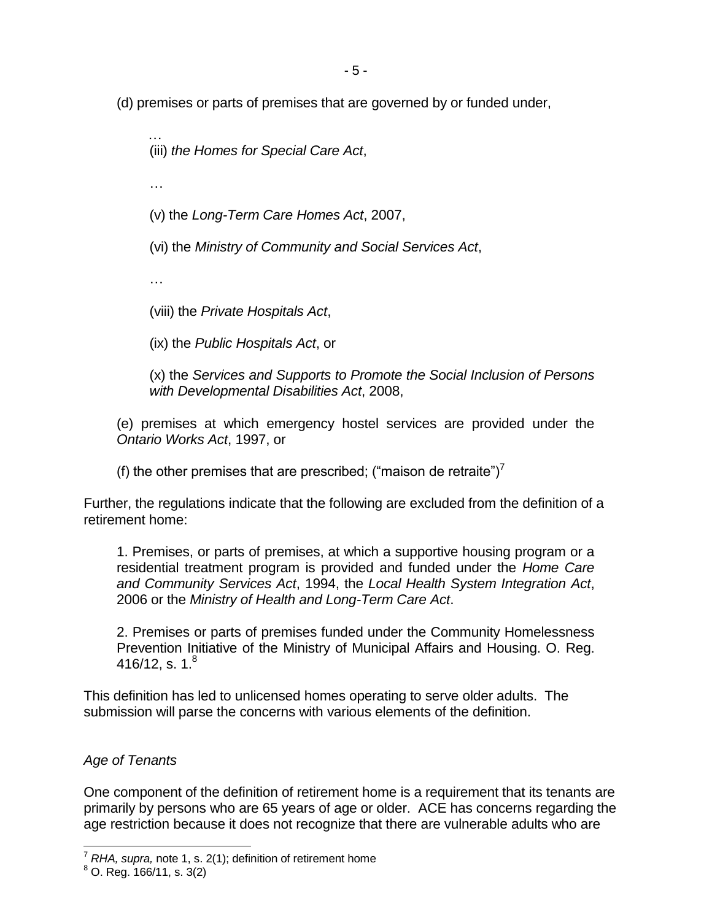(d) premises or parts of premises that are governed by or funded under,

> …
>
> (iii) *the Homes for Special Care Act*,
>
> …
>
> (v) the *Long-Term Care Homes Act*, 2007,
>
> (vi) the *Ministry of Community and Social Services Act*,
>
> …
>
> (viii) the *Private Hospitals Act*,
>
> (ix) the *Public Hospitals Act*, or
>
> (x) the *Services and Supports to Promote the Social Inclusion of Persons with Developmental Disabilities Act*, 2008,

(e) premises at which emergency hostel services are provided under the *Ontario Works Act*, 1997, or

(f) the other premises that are prescribed; ("maison de retraite")[7]

Further, the regulations indicate that the following are excluded from the definition of a retirement home:

> 1. Premises, or parts of premises, at which a supportive housing program or a residential treatment program is provided and funded under the *Home Care and Community Services Act*, 1994, the *Local Health System Integration Act*, 2006 or the *Ministry of Health and Long-Term Care Act*.
>
> 2. Premises or parts of premises funded under the Community Homelessness Prevention Initiative of the Ministry of Municipal Affairs and Housing. O. Reg. 416/12, s. 1.[8]

This definition has led to unlicensed homes operating to serve older adults. The submission will parse the concerns with various elements of the definition.

*Age of Tenants*

One component of the definition of retirement home is a requirement that its tenants are primarily by persons who are 65 years of age or older. ACE has concerns regarding the age restriction because it does not recognize that there are vulnerable adults who are

---

[7] *RHA, supra,* note 1, s. 2(1); definition of retirement home

[8] O. Reg. 166/11, s. 3(2)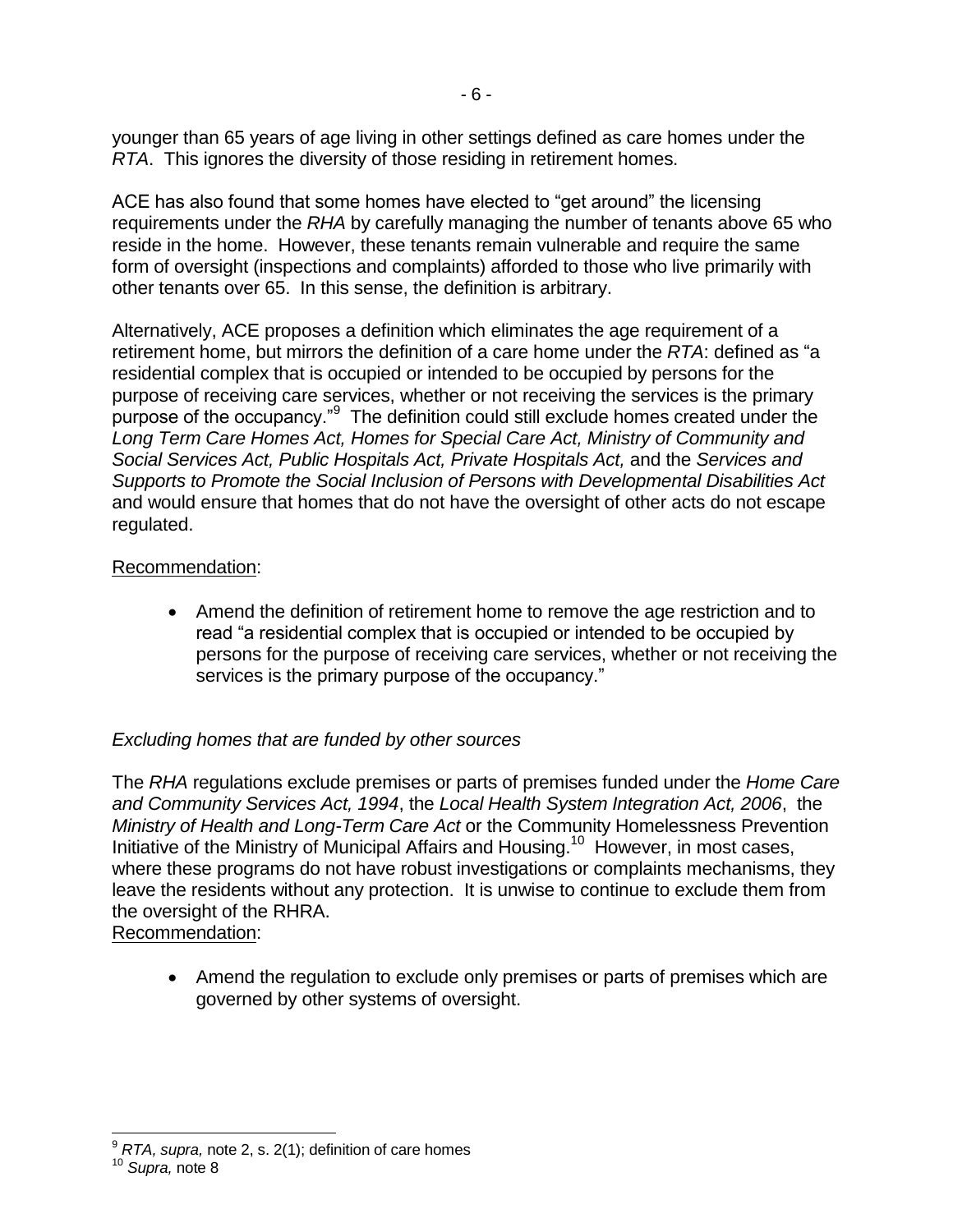younger than 65 years of age living in other settings defined as care homes under the *RTA*. This ignores the diversity of those residing in retirement homes.

ACE has also found that some homes have elected to "get around" the licensing requirements under the *RHA* by carefully managing the number of tenants above 65 who reside in the home. However, these tenants remain vulnerable and require the same form of oversight (inspections and complaints) afforded to those who live primarily with other tenants over 65. In this sense, the definition is arbitrary.

Alternatively, ACE proposes a definition which eliminates the age requirement of a retirement home, but mirrors the definition of a care home under the *RTA*: defined as "a residential complex that is occupied or intended to be occupied by persons for the purpose of receiving care services, whether or not receiving the services is the primary purpose of the occupancy."[9] The definition could still exclude homes created under the *Long Term Care Homes Act, Homes for Special Care Act, Ministry of Community and Social Services Act, Public Hospitals Act, Private Hospitals Act,* and the *Services and Supports to Promote the Social Inclusion of Persons with Developmental Disabilities Act* and would ensure that homes that do not have the oversight of other acts do not escape regulated.

Recommendation:

- Amend the definition of retirement home to remove the age restriction and to read "a residential complex that is occupied or intended to be occupied by persons for the purpose of receiving care services, whether or not receiving the services is the primary purpose of the occupancy."

*Excluding homes that are funded by other sources*

The *RHA* regulations exclude premises or parts of premises funded under the *Home Care and Community Services Act, 1994*, the *Local Health System Integration Act, 2006*, the *Ministry of Health and Long-Term Care Act* or the Community Homelessness Prevention Initiative of the Ministry of Municipal Affairs and Housing.[10] However, in most cases, where these programs do not have robust investigations or complaints mechanisms, they leave the residents without any protection. It is unwise to continue to exclude them from the oversight of the RHRA.

Recommendation:

- Amend the regulation to exclude only premises or parts of premises which are governed by other systems of oversight.

---

[9] *RTA, supra,* note 2, s. 2(1); definition of care homes

[10] *Supra,* note 8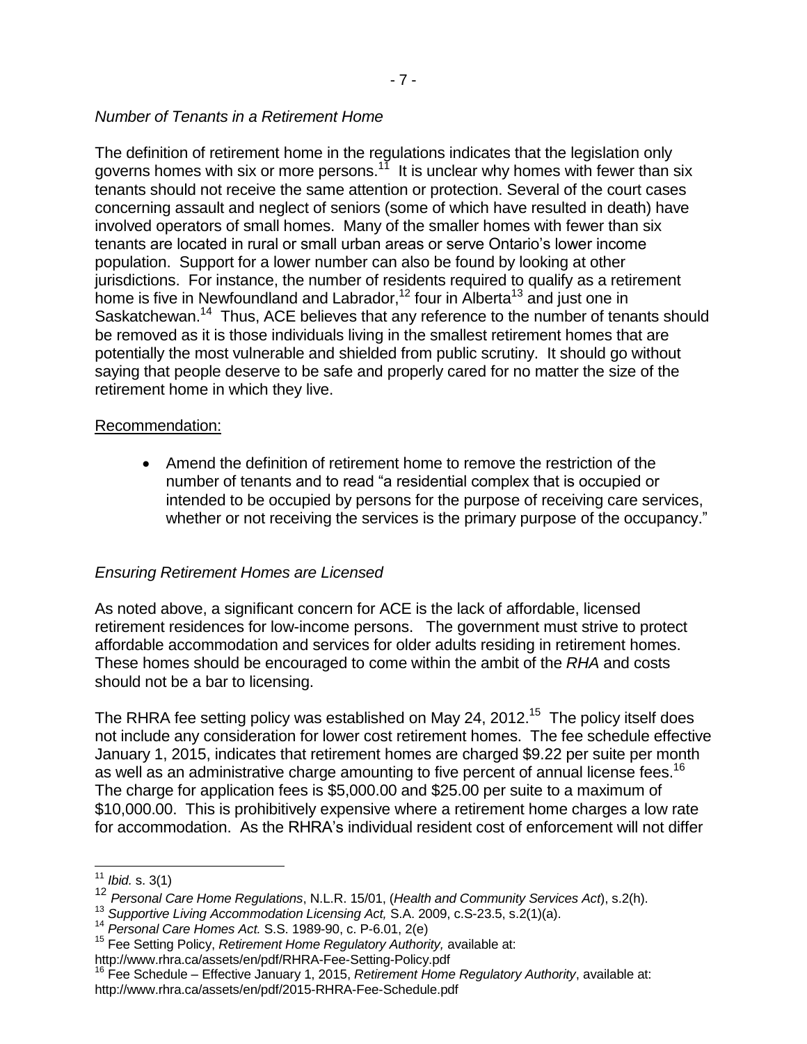*Number of Tenants in a Retirement Home*

The definition of retirement home in the regulations indicates that the legislation only governs homes with six or more persons.[11] It is unclear why homes with fewer than six tenants should not receive the same attention or protection. Several of the court cases concerning assault and neglect of seniors (some of which have resulted in death) have involved operators of small homes. Many of the smaller homes with fewer than six tenants are located in rural or small urban areas or serve Ontario's lower income population. Support for a lower number can also be found by looking at other jurisdictions. For instance, the number of residents required to qualify as a retirement home is five in Newfoundland and Labrador,[12] four in Alberta[13] and just one in Saskatchewan.[14] Thus, ACE believes that any reference to the number of tenants should be removed as it is those individuals living in the smallest retirement homes that are potentially the most vulnerable and shielded from public scrutiny. It should go without saying that people deserve to be safe and properly cared for no matter the size of the retirement home in which they live.

Recommendation:

- Amend the definition of retirement home to remove the restriction of the number of tenants and to read "a residential complex that is occupied or intended to be occupied by persons for the purpose of receiving care services, whether or not receiving the services is the primary purpose of the occupancy."

*Ensuring Retirement Homes are Licensed*

As noted above, a significant concern for ACE is the lack of affordable, licensed retirement residences for low-income persons. The government must strive to protect affordable accommodation and services for older adults residing in retirement homes. These homes should be encouraged to come within the ambit of the *RHA* and costs should not be a bar to licensing.

The RHRA fee setting policy was established on May 24, 2012.[15] The policy itself does not include any consideration for lower cost retirement homes. The fee schedule effective January 1, 2015, indicates that retirement homes are charged $9.22 per suite per month as well as an administrative charge amounting to five percent of annual license fees.[16] The charge for application fees is $5,000.00 and $25.00 per suite to a maximum of $10,000.00. This is prohibitively expensive where a retirement home charges a low rate for accommodation. As the RHRA's individual resident cost of enforcement will not differ

---

[11] *Ibid.* s. 3(1)

[12] *Personal Care Home Regulations*, N.L.R. 15/01, (*Health and Community Services Act*), s.2(h).

[13] *Supportive Living Accommodation Licensing Act,* S.A. 2009, c.S-23.5, s.2(1)(a).

[14] *Personal Care Homes Act.* S.S. 1989-90, c. P-6.01, 2(e)

[15] Fee Setting Policy, *Retirement Home Regulatory Authority,* available at: http://www.rhra.ca/assets/en/pdf/RHRA-Fee-Setting-Policy.pdf

[16] Fee Schedule – Effective January 1, 2015, *Retirement Home Regulatory Authority*, available at: http://www.rhra.ca/assets/en/pdf/2015-RHRA-Fee-Schedule.pdf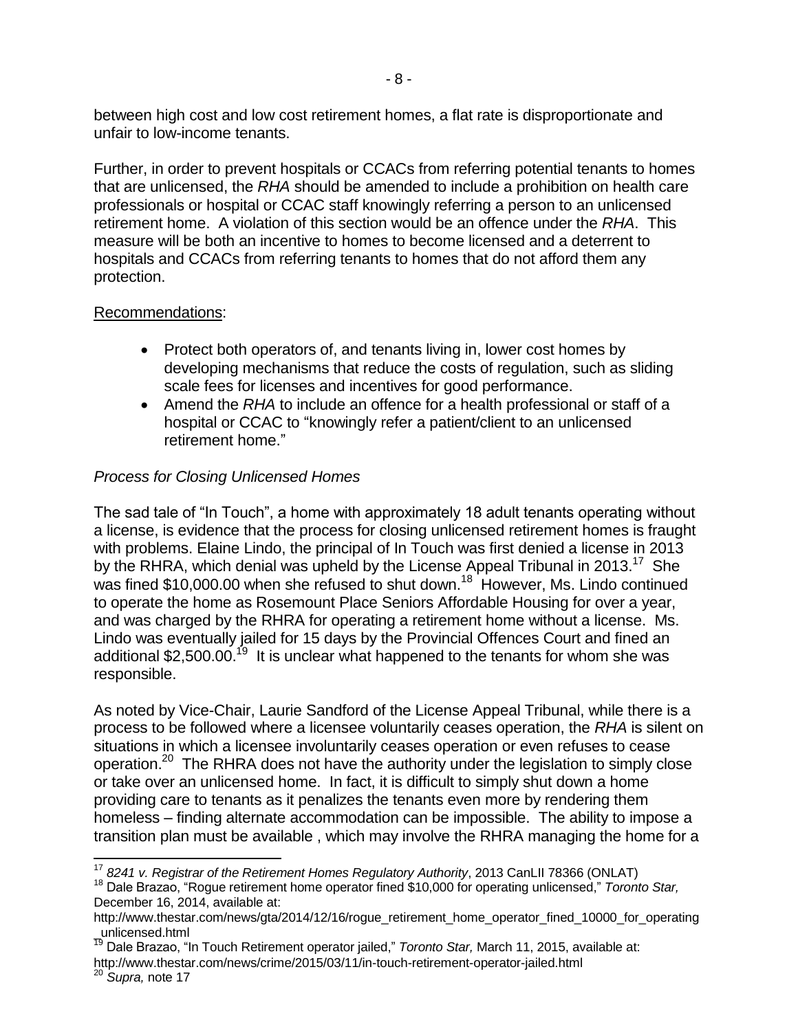between high cost and low cost retirement homes, a flat rate is disproportionate and unfair to low-income tenants.

Further, in order to prevent hospitals or CCACs from referring potential tenants to homes that are unlicensed, the *RHA* should be amended to include a prohibition on health care professionals or hospital or CCAC staff knowingly referring a person to an unlicensed retirement home. A violation of this section would be an offence under the *RHA*. This measure will be both an incentive to homes to become licensed and a deterrent to hospitals and CCACs from referring tenants to homes that do not afford them any protection.

Recommendations:

- Protect both operators of, and tenants living in, lower cost homes by developing mechanisms that reduce the costs of regulation, such as sliding scale fees for licenses and incentives for good performance.
- Amend the *RHA* to include an offence for a health professional or staff of a hospital or CCAC to "knowingly refer a patient/client to an unlicensed retirement home."

*Process for Closing Unlicensed Homes*

The sad tale of "In Touch", a home with approximately 18 adult tenants operating without a license, is evidence that the process for closing unlicensed retirement homes is fraught with problems. Elaine Lindo, the principal of In Touch was first denied a license in 2013 by the RHRA, which denial was upheld by the License Appeal Tribunal in 2013.[17] She was fined $10,000.00 when she refused to shut down.[18] However, Ms. Lindo continued to operate the home as Rosemount Place Seniors Affordable Housing for over a year, and was charged by the RHRA for operating a retirement home without a license. Ms. Lindo was eventually jailed for 15 days by the Provincial Offences Court and fined an additional $2,500.00.[19] It is unclear what happened to the tenants for whom she was responsible.

As noted by Vice-Chair, Laurie Sandford of the License Appeal Tribunal, while there is a process to be followed where a licensee voluntarily ceases operation, the *RHA* is silent on situations in which a licensee involuntarily ceases operation or even refuses to cease operation.[20] The RHRA does not have the authority under the legislation to simply close or take over an unlicensed home. In fact, it is difficult to simply shut down a home providing care to tenants as it penalizes the tenants even more by rendering them homeless – finding alternate accommodation can be impossible. The ability to impose a transition plan must be available , which may involve the RHRA managing the home for a

---

[17] *8241 v. Registrar of the Retirement Homes Regulatory Authority*, 2013 CanLII 78366 (ONLAT)

[18] Dale Brazao, "Rogue retirement home operator fined $10,000 for operating unlicensed," *Toronto Star,* December 16, 2014, available at: http://www.thestar.com/news/gta/2014/12/16/rogue_retirement_home_operator_fined_10000_for_operating_unlicensed.html

[19] Dale Brazao, "In Touch Retirement operator jailed," *Toronto Star,* March 11, 2015, available at: http://www.thestar.com/news/crime/2015/03/11/in-touch-retirement-operator-jailed.html

[20] *Supra,* note 17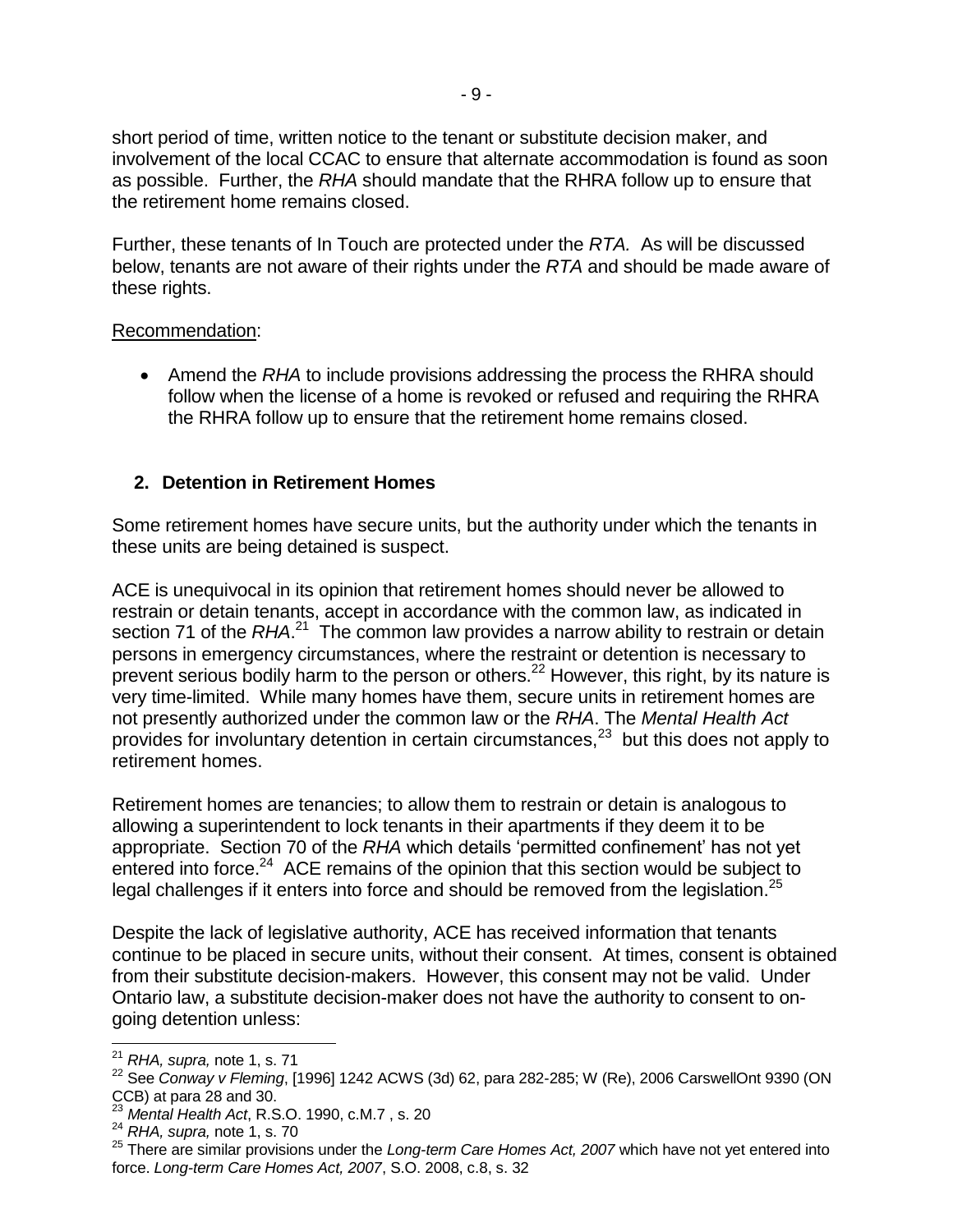short period of time, written notice to the tenant or substitute decision maker, and involvement of the local CCAC to ensure that alternate accommodation is found as soon as possible. Further, the *RHA* should mandate that the RHRA follow up to ensure that the retirement home remains closed.

Further, these tenants of In Touch are protected under the *RTA.* As will be discussed below, tenants are not aware of their rights under the *RTA* and should be made aware of these rights.

Recommendation:

- Amend the *RHA* to include provisions addressing the process the RHRA should follow when the license of a home is revoked or refused and requiring the RHRA the RHRA follow up to ensure that the retirement home remains closed.

## 2. Detention in Retirement Homes

Some retirement homes have secure units, but the authority under which the tenants in these units are being detained is suspect.

ACE is unequivocal in its opinion that retirement homes should never be allowed to restrain or detain tenants, accept in accordance with the common law, as indicated in section 71 of the *RHA*.[21] The common law provides a narrow ability to restrain or detain persons in emergency circumstances, where the restraint or detention is necessary to prevent serious bodily harm to the person or others.[22] However, this right, by its nature is very time-limited. While many homes have them, secure units in retirement homes are not presently authorized under the common law or the *RHA*. The *Mental Health Act* provides for involuntary detention in certain circumstances,[23] but this does not apply to retirement homes.

Retirement homes are tenancies; to allow them to restrain or detain is analogous to allowing a superintendent to lock tenants in their apartments if they deem it to be appropriate. Section 70 of the *RHA* which details 'permitted confinement' has not yet entered into force.[24] ACE remains of the opinion that this section would be subject to legal challenges if it enters into force and should be removed from the legislation.[25]

Despite the lack of legislative authority, ACE has received information that tenants continue to be placed in secure units, without their consent. At times, consent is obtained from their substitute decision-makers. However, this consent may not be valid. Under Ontario law, a substitute decision-maker does not have the authority to consent to on-going detention unless:

---

[21] *RHA, supra,* note 1, s. 71

[22] See *Conway v Fleming*, [1996] 1242 ACWS (3d) 62, para 282-285; W (Re), 2006 CarswellOnt 9390 (ON CCB) at para 28 and 30.

[23] *Mental Health Act*, R.S.O. 1990, c.M.7 , s. 20

[24] *RHA, supra,* note 1, s. 70

[25] There are similar provisions under the *Long-term Care Homes Act, 2007* which have not yet entered into force. *Long-term Care Homes Act, 2007*, S.O. 2008, c.8, s. 32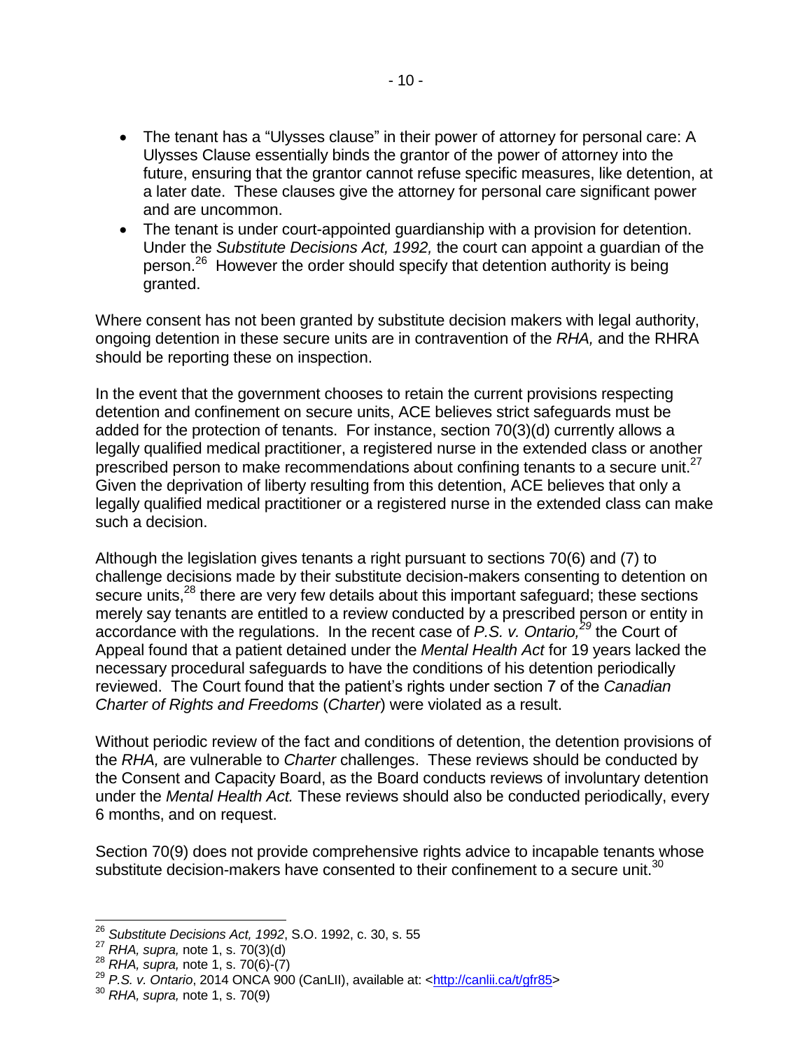- The tenant has a "Ulysses clause" in their power of attorney for personal care: A Ulysses Clause essentially binds the grantor of the power of attorney into the future, ensuring that the grantor cannot refuse specific measures, like detention, at a later date. These clauses give the attorney for personal care significant power and are uncommon.
- The tenant is under court-appointed guardianship with a provision for detention. Under the *Substitute Decisions Act, 1992,* the court can appoint a guardian of the person.[26] However the order should specify that detention authority is being granted.

Where consent has not been granted by substitute decision makers with legal authority, ongoing detention in these secure units are in contravention of the *RHA,* and the RHRA should be reporting these on inspection.

In the event that the government chooses to retain the current provisions respecting detention and confinement on secure units, ACE believes strict safeguards must be added for the protection of tenants. For instance, section 70(3)(d) currently allows a legally qualified medical practitioner, a registered nurse in the extended class or another prescribed person to make recommendations about confining tenants to a secure unit.[27] Given the deprivation of liberty resulting from this detention, ACE believes that only a legally qualified medical practitioner or a registered nurse in the extended class can make such a decision.

Although the legislation gives tenants a right pursuant to sections 70(6) and (7) to challenge decisions made by their substitute decision-makers consenting to detention on secure units,[28] there are very few details about this important safeguard; these sections merely say tenants are entitled to a review conducted by a prescribed person or entity in accordance with the regulations. In the recent case of *P.S. v. Ontario,*[29] the Court of Appeal found that a patient detained under the *Mental Health Act* for 19 years lacked the necessary procedural safeguards to have the conditions of his detention periodically reviewed. The Court found that the patient's rights under section 7 of the *Canadian Charter of Rights and Freedoms* (*Charter*) were violated as a result.

Without periodic review of the fact and conditions of detention, the detention provisions of the *RHA,* are vulnerable to *Charter* challenges. These reviews should be conducted by the Consent and Capacity Board, as the Board conducts reviews of involuntary detention under the *Mental Health Act.* These reviews should also be conducted periodically, every 6 months, and on request.

Section 70(9) does not provide comprehensive rights advice to incapable tenants whose substitute decision-makers have consented to their confinement to a secure unit.[30]

---

[26] *Substitute Decisions Act, 1992*, S.O. 1992, c. 30, s. 55

[27] *RHA, supra,* note 1, s. 70(3)(d)

[28] *RHA, supra,* note 1, s. 70(6)-(7)

[29] *P.S. v. Ontario*, 2014 ONCA 900 (CanLII), available at: <http://canlii.ca/t/gfr85>

[30] *RHA, supra,* note 1, s. 70(9)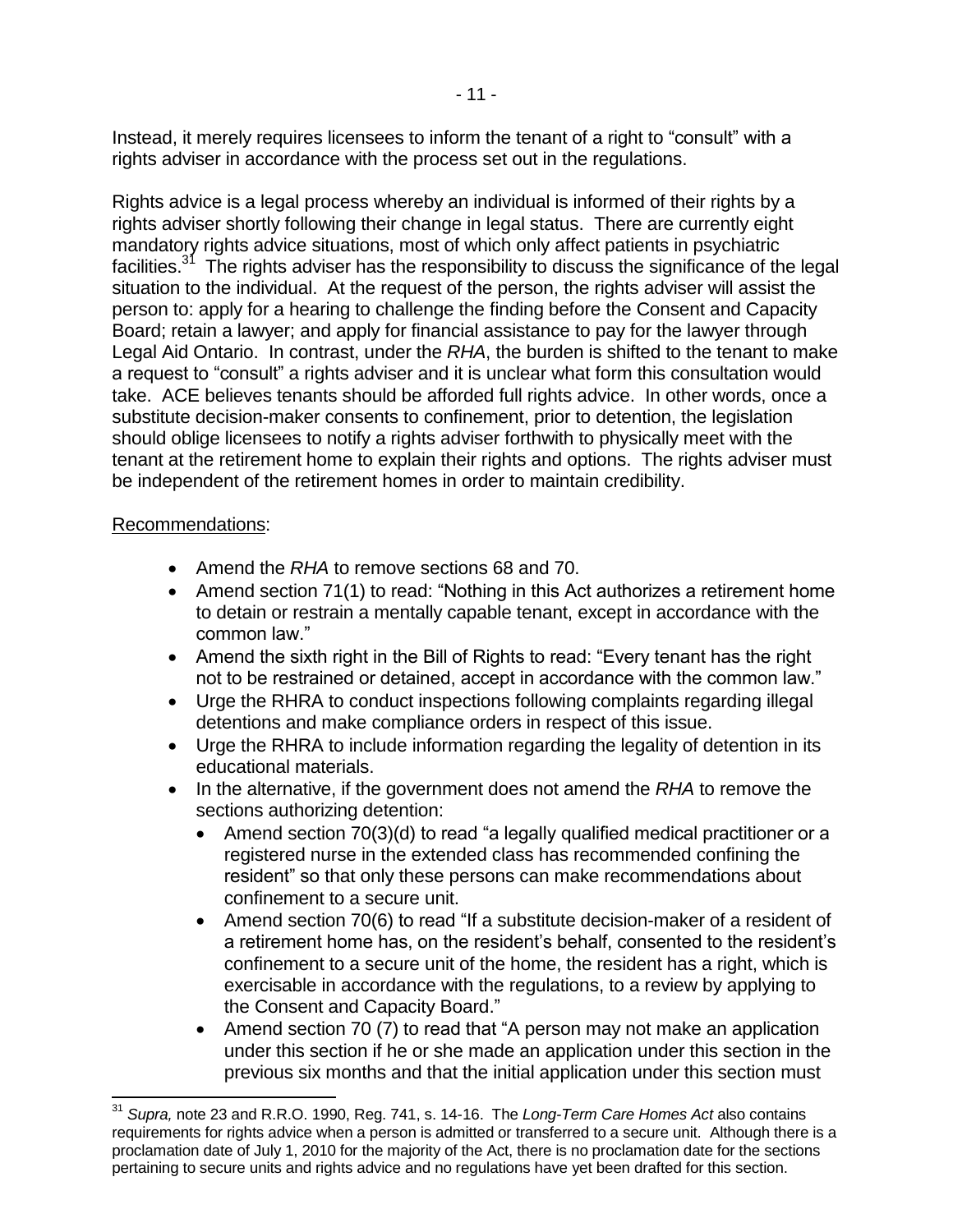Instead, it merely requires licensees to inform the tenant of a right to "consult" with a rights adviser in accordance with the process set out in the regulations.

Rights advice is a legal process whereby an individual is informed of their rights by a rights adviser shortly following their change in legal status. There are currently eight mandatory rights advice situations, most of which only affect patients in psychiatric facilities.[31] The rights adviser has the responsibility to discuss the significance of the legal situation to the individual. At the request of the person, the rights adviser will assist the person to: apply for a hearing to challenge the finding before the Consent and Capacity Board; retain a lawyer; and apply for financial assistance to pay for the lawyer through Legal Aid Ontario. In contrast, under the *RHA*, the burden is shifted to the tenant to make a request to "consult" a rights adviser and it is unclear what form this consultation would take. ACE believes tenants should be afforded full rights advice. In other words, once a substitute decision-maker consents to confinement, prior to detention, the legislation should oblige licensees to notify a rights adviser forthwith to physically meet with the tenant at the retirement home to explain their rights and options. The rights adviser must be independent of the retirement homes in order to maintain credibility.

<u>Recommendations</u>:

- Amend the *RHA* to remove sections 68 and 70.
- Amend section 71(1) to read: "Nothing in this Act authorizes a retirement home to detain or restrain a mentally capable tenant, except in accordance with the common law."
- Amend the sixth right in the Bill of Rights to read: "Every tenant has the right not to be restrained or detained, accept in accordance with the common law."
- Urge the RHRA to conduct inspections following complaints regarding illegal detentions and make compliance orders in respect of this issue.
- Urge the RHRA to include information regarding the legality of detention in its educational materials.
- In the alternative, if the government does not amend the *RHA* to remove the sections authorizing detention:
  - Amend section 70(3)(d) to read "a legally qualified medical practitioner or a registered nurse in the extended class has recommended confining the resident" so that only these persons can make recommendations about confinement to a secure unit.
  - Amend section 70(6) to read "If a substitute decision-maker of a resident of a retirement home has, on the resident's behalf, consented to the resident's confinement to a secure unit of the home, the resident has a right, which is exercisable in accordance with the regulations, to a review by applying to the Consent and Capacity Board."
  - Amend section 70 (7) to read that "A person may not make an application under this section if he or she made an application under this section in the previous six months and that the initial application under this section must

---

[31] *Supra,* note 23 and R.R.O. 1990, Reg. 741, s. 14-16. The *Long-Term Care Homes Act* also contains requirements for rights advice when a person is admitted or transferred to a secure unit. Although there is a proclamation date of July 1, 2010 for the majority of the Act, there is no proclamation date for the sections pertaining to secure units and rights advice and no regulations have yet been drafted for this section.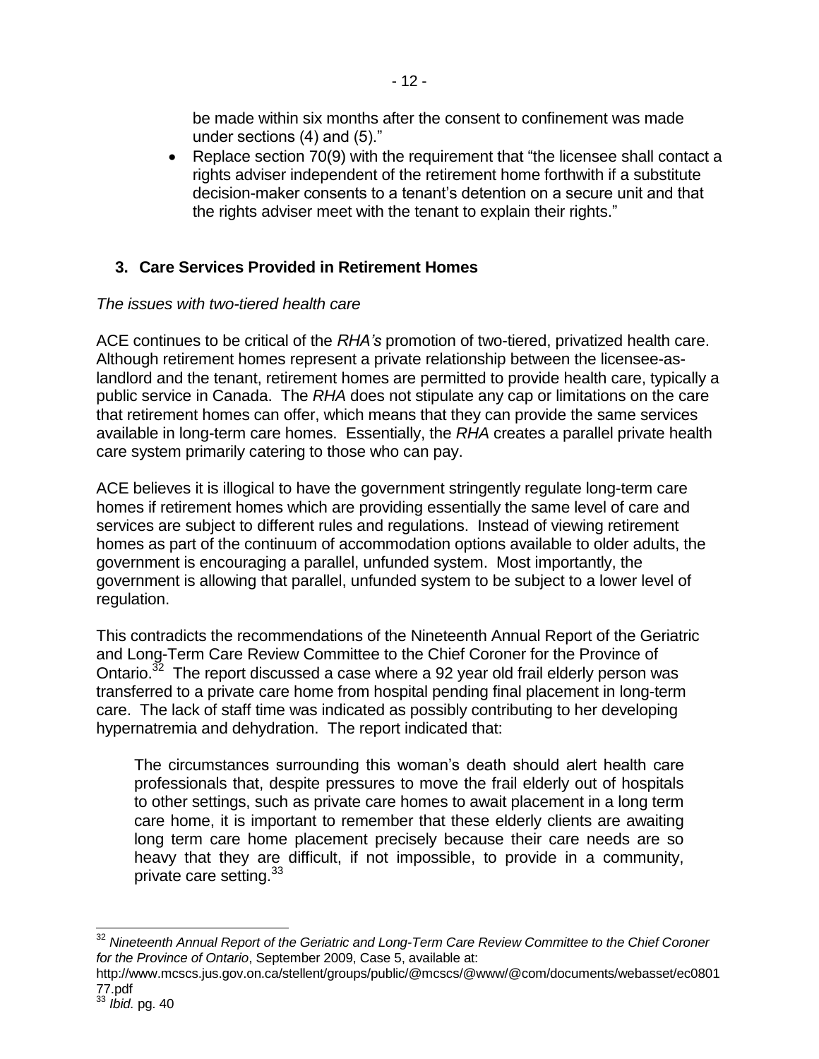be made within six months after the consent to confinement was made under sections (4) and (5)."

- Replace section 70(9) with the requirement that "the licensee shall contact a rights adviser independent of the retirement home forthwith if a substitute decision-maker consents to a tenant's detention on a secure unit and that the rights adviser meet with the tenant to explain their rights."

## 3. Care Services Provided in Retirement Homes

*The issues with two-tiered health care*

ACE continues to be critical of the *RHA's* promotion of two-tiered, privatized health care. Although retirement homes represent a private relationship between the licensee-as-landlord and the tenant, retirement homes are permitted to provide health care, typically a public service in Canada. The *RHA* does not stipulate any cap or limitations on the care that retirement homes can offer, which means that they can provide the same services available in long-term care homes. Essentially, the *RHA* creates a parallel private health care system primarily catering to those who can pay.

ACE believes it is illogical to have the government stringently regulate long-term care homes if retirement homes which are providing essentially the same level of care and services are subject to different rules and regulations. Instead of viewing retirement homes as part of the continuum of accommodation options available to older adults, the government is encouraging a parallel, unfunded system. Most importantly, the government is allowing that parallel, unfunded system to be subject to a lower level of regulation.

This contradicts the recommendations of the Nineteenth Annual Report of the Geriatric and Long-Term Care Review Committee to the Chief Coroner for the Province of Ontario.[32] The report discussed a case where a 92 year old frail elderly person was transferred to a private care home from hospital pending final placement in long-term care. The lack of staff time was indicated as possibly contributing to her developing hypernatremia and dehydration. The report indicated that:

> The circumstances surrounding this woman's death should alert health care professionals that, despite pressures to move the frail elderly out of hospitals to other settings, such as private care homes to await placement in a long term care home, it is important to remember that these elderly clients are awaiting long term care home placement precisely because their care needs are so heavy that they are difficult, if not impossible, to provide in a community, private care setting.[33]

---

[32] *Nineteenth Annual Report of the Geriatric and Long-Term Care Review Committee to the Chief Coroner for the Province of Ontario*, September 2009, Case 5, available at: http://www.mcscs.jus.gov.on.ca/stellent/groups/public/@mcscs/@www/@com/documents/webasset/ec080177.pdf

[33] *Ibid.* pg. 40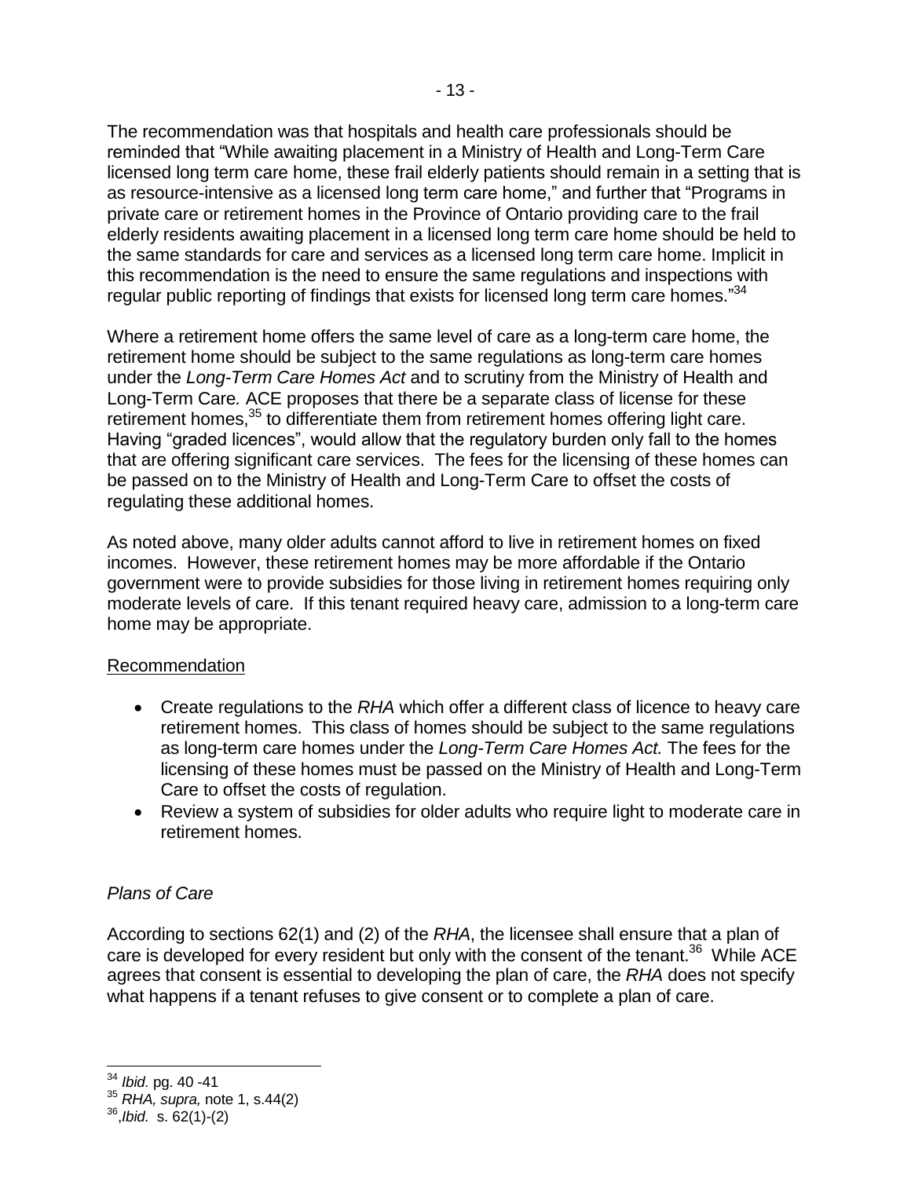The recommendation was that hospitals and health care professionals should be reminded that "While awaiting placement in a Ministry of Health and Long-Term Care licensed long term care home, these frail elderly patients should remain in a setting that is as resource-intensive as a licensed long term care home," and further that "Programs in private care or retirement homes in the Province of Ontario providing care to the frail elderly residents awaiting placement in a licensed long term care home should be held to the same standards for care and services as a licensed long term care home. Implicit in this recommendation is the need to ensure the same regulations and inspections with regular public reporting of findings that exists for licensed long term care homes."[34]

Where a retirement home offers the same level of care as a long-term care home, the retirement home should be subject to the same regulations as long-term care homes under the *Long-Term Care Homes Act* and to scrutiny from the Ministry of Health and Long-Term Care*.* ACE proposes that there be a separate class of license for these retirement homes,[35] to differentiate them from retirement homes offering light care. Having "graded licences", would allow that the regulatory burden only fall to the homes that are offering significant care services. The fees for the licensing of these homes can be passed on to the Ministry of Health and Long-Term Care to offset the costs of regulating these additional homes.

As noted above, many older adults cannot afford to live in retirement homes on fixed incomes. However, these retirement homes may be more affordable if the Ontario government were to provide subsidies for those living in retirement homes requiring only moderate levels of care. If this tenant required heavy care, admission to a long-term care home may be appropriate.

<u>Recommendation</u>

- Create regulations to the *RHA* which offer a different class of licence to heavy care retirement homes. This class of homes should be subject to the same regulations as long-term care homes under the *Long-Term Care Homes Act.* The fees for the licensing of these homes must be passed on the Ministry of Health and Long-Term Care to offset the costs of regulation.
- Review a system of subsidies for older adults who require light to moderate care in retirement homes.

### *Plans of Care*

According to sections 62(1) and (2) of the *RHA*, the licensee shall ensure that a plan of care is developed for every resident but only with the consent of the tenant.[36] While ACE agrees that consent is essential to developing the plan of care, the *RHA* does not specify what happens if a tenant refuses to give consent or to complete a plan of care.

---

[34] *Ibid.* pg. 40 -41

[35] *RHA, supra,* note 1, s.44(2)

[36] ,*Ibid.* s. 62(1)-(2)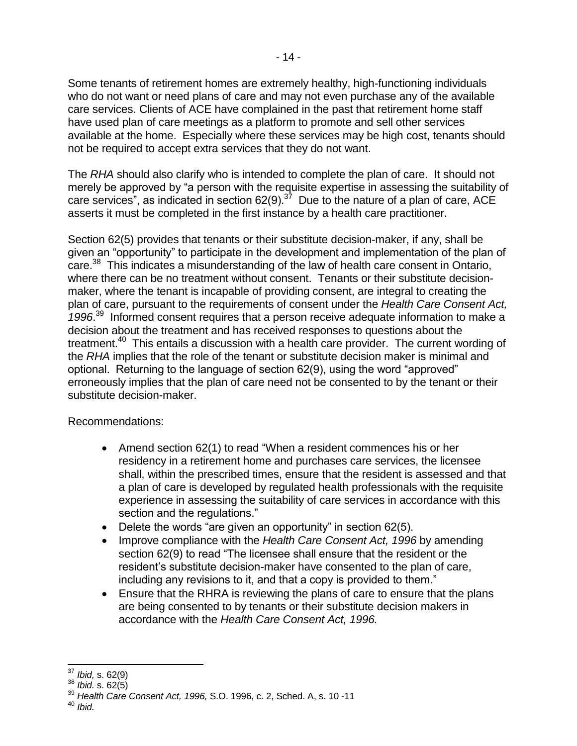Some tenants of retirement homes are extremely healthy, high-functioning individuals who do not want or need plans of care and may not even purchase any of the available care services. Clients of ACE have complained in the past that retirement home staff have used plan of care meetings as a platform to promote and sell other services available at the home. Especially where these services may be high cost, tenants should not be required to accept extra services that they do not want.

The *RHA* should also clarify who is intended to complete the plan of care. It should not merely be approved by "a person with the requisite expertise in assessing the suitability of care services", as indicated in section 62(9).[37] Due to the nature of a plan of care, ACE asserts it must be completed in the first instance by a health care practitioner.

Section 62(5) provides that tenants or their substitute decision-maker, if any, shall be given an "opportunity" to participate in the development and implementation of the plan of care.[38] This indicates a misunderstanding of the law of health care consent in Ontario, where there can be no treatment without consent. Tenants or their substitute decision-maker, where the tenant is incapable of providing consent, are integral to creating the plan of care, pursuant to the requirements of consent under the *Health Care Consent Act, 1996*.[39] Informed consent requires that a person receive adequate information to make a decision about the treatment and has received responses to questions about the treatment.[40] This entails a discussion with a health care provider. The current wording of the *RHA* implies that the role of the tenant or substitute decision maker is minimal and optional. Returning to the language of section 62(9), using the word "approved" erroneously implies that the plan of care need not be consented to by the tenant or their substitute decision-maker.

<u>Recommendations</u>:

- Amend section 62(1) to read "When a resident commences his or her residency in a retirement home and purchases care services, the licensee shall, within the prescribed times, ensure that the resident is assessed and that a plan of care is developed by regulated health professionals with the requisite experience in assessing the suitability of care services in accordance with this section and the regulations."
- Delete the words "are given an opportunity" in section 62(5).
- Improve compliance with the *Health Care Consent Act, 1996* by amending section 62(9) to read "The licensee shall ensure that the resident or the resident's substitute decision-maker have consented to the plan of care, including any revisions to it, and that a copy is provided to them."
- Ensure that the RHRA is reviewing the plans of care to ensure that the plans are being consented to by tenants or their substitute decision makers in accordance with the *Health Care Consent Act, 1996.*

---

[37] *Ibid,* s. 62(9)

[38] *Ibid.* s. 62(5)

[39] *Health Care Consent Act, 1996,* S.O. 1996, c. 2, Sched. A, s. 10 -11

[40] *Ibid.*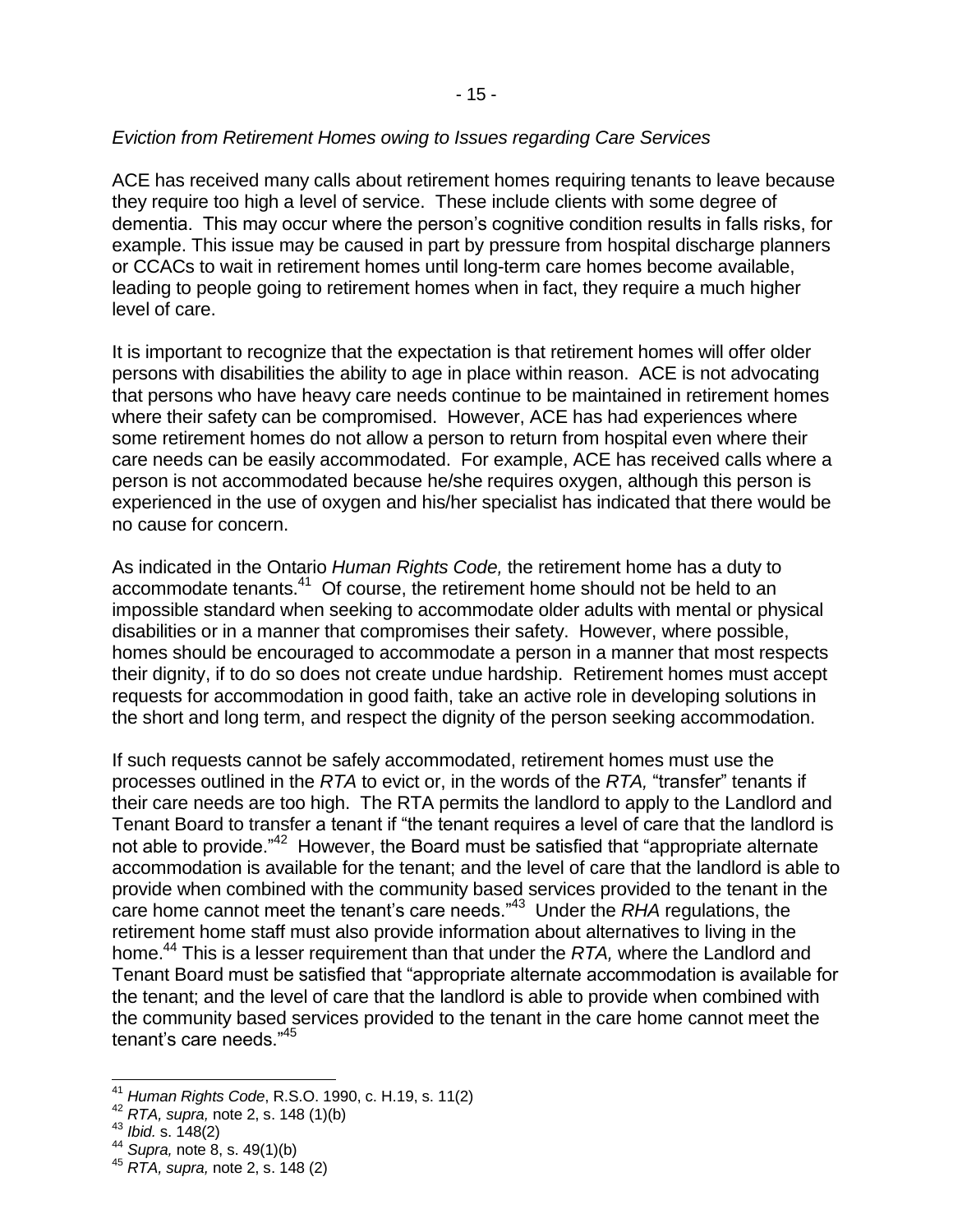*Eviction from Retirement Homes owing to Issues regarding Care Services*

ACE has received many calls about retirement homes requiring tenants to leave because they require too high a level of service. These include clients with some degree of dementia. This may occur where the person's cognitive condition results in falls risks, for example. This issue may be caused in part by pressure from hospital discharge planners or CCACs to wait in retirement homes until long-term care homes become available, leading to people going to retirement homes when in fact, they require a much higher level of care.

It is important to recognize that the expectation is that retirement homes will offer older persons with disabilities the ability to age in place within reason. ACE is not advocating that persons who have heavy care needs continue to be maintained in retirement homes where their safety can be compromised. However, ACE has had experiences where some retirement homes do not allow a person to return from hospital even where their care needs can be easily accommodated. For example, ACE has received calls where a person is not accommodated because he/she requires oxygen, although this person is experienced in the use of oxygen and his/her specialist has indicated that there would be no cause for concern.

As indicated in the Ontario *Human Rights Code,* the retirement home has a duty to accommodate tenants.[41] Of course, the retirement home should not be held to an impossible standard when seeking to accommodate older adults with mental or physical disabilities or in a manner that compromises their safety. However, where possible, homes should be encouraged to accommodate a person in a manner that most respects their dignity, if to do so does not create undue hardship. Retirement homes must accept requests for accommodation in good faith, take an active role in developing solutions in the short and long term, and respect the dignity of the person seeking accommodation.

If such requests cannot be safely accommodated, retirement homes must use the processes outlined in the *RTA* to evict or, in the words of the *RTA,* "transfer" tenants if their care needs are too high. The RTA permits the landlord to apply to the Landlord and Tenant Board to transfer a tenant if "the tenant requires a level of care that the landlord is not able to provide."[42] However, the Board must be satisfied that "appropriate alternate accommodation is available for the tenant; and the level of care that the landlord is able to provide when combined with the community based services provided to the tenant in the care home cannot meet the tenant's care needs."[43] Under the *RHA* regulations, the retirement home staff must also provide information about alternatives to living in the home.[44] This is a lesser requirement than that under the *RTA,* where the Landlord and Tenant Board must be satisfied that "appropriate alternate accommodation is available for the tenant; and the level of care that the landlord is able to provide when combined with the community based services provided to the tenant in the care home cannot meet the tenant's care needs."[45]

---

[41] *Human Rights Code*, R.S.O. 1990, c. H.19, s. 11(2)

[42] *RTA, supra,* note 2, s. 148 (1)(b)

[43] *Ibid.* s. 148(2)

[44] *Supra,* note 8, s. 49(1)(b)

[45] *RTA, supra,* note 2, s. 148 (2)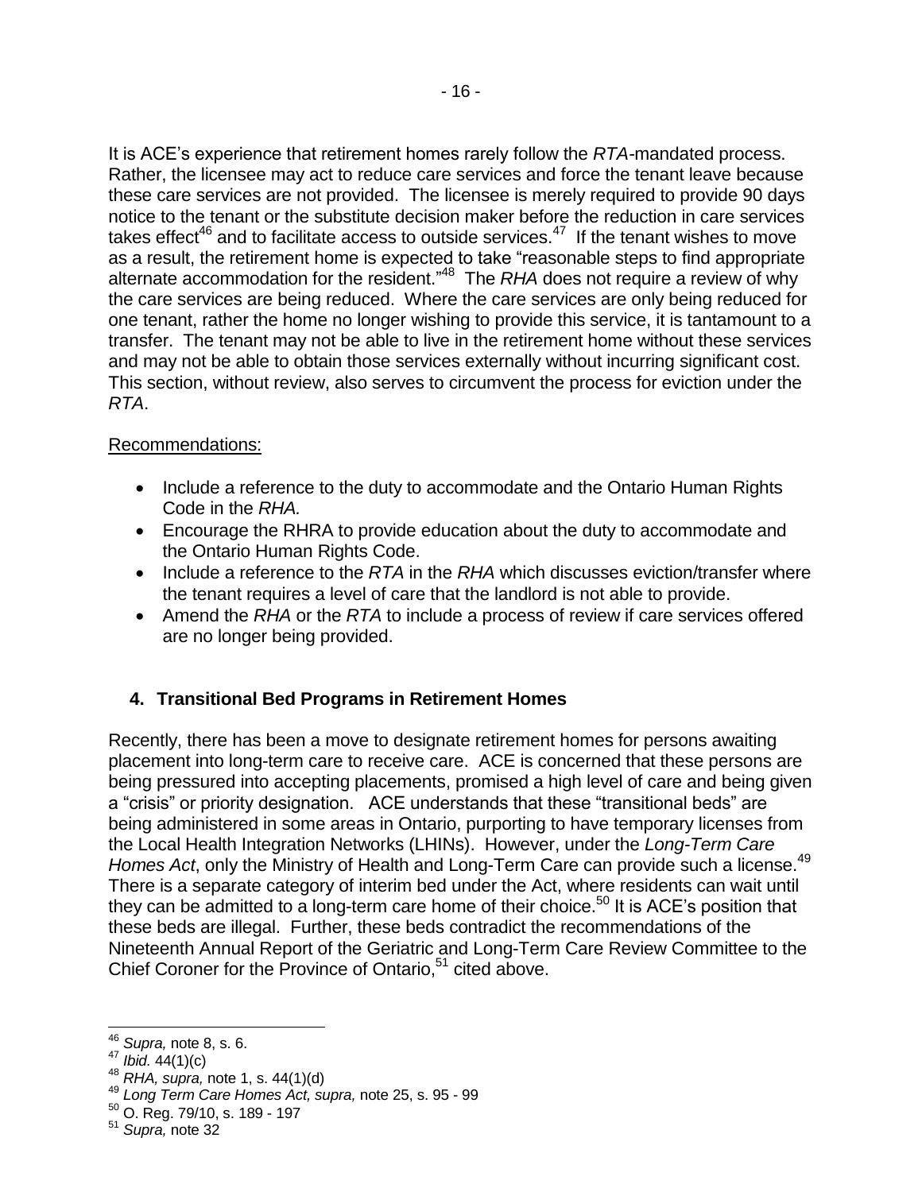It is ACE's experience that retirement homes rarely follow the *RTA*-mandated process. Rather, the licensee may act to reduce care services and force the tenant leave because these care services are not provided. The licensee is merely required to provide 90 days notice to the tenant or the substitute decision maker before the reduction in care services takes effect[46] and to facilitate access to outside services.[47] If the tenant wishes to move as a result, the retirement home is expected to take "reasonable steps to find appropriate alternate accommodation for the resident."[48] The *RHA* does not require a review of why the care services are being reduced. Where the care services are only being reduced for one tenant, rather the home no longer wishing to provide this service, it is tantamount to a transfer. The tenant may not be able to live in the retirement home without these services and may not be able to obtain those services externally without incurring significant cost. This section, without review, also serves to circumvent the process for eviction under the *RTA*.

Recommendations:

- Include a reference to the duty to accommodate and the Ontario Human Rights Code in the *RHA.*
- Encourage the RHRA to provide education about the duty to accommodate and the Ontario Human Rights Code.
- Include a reference to the *RTA* in the *RHA* which discusses eviction/transfer where the tenant requires a level of care that the landlord is not able to provide.
- Amend the *RHA* or the *RTA* to include a process of review if care services offered are no longer being provided.

## 4. Transitional Bed Programs in Retirement Homes

Recently, there has been a move to designate retirement homes for persons awaiting placement into long-term care to receive care. ACE is concerned that these persons are being pressured into accepting placements, promised a high level of care and being given a "crisis" or priority designation. ACE understands that these "transitional beds" are being administered in some areas in Ontario, purporting to have temporary licenses from the Local Health Integration Networks (LHINs). However, under the *Long-Term Care Homes Act*, only the Ministry of Health and Long-Term Care can provide such a license.[49] There is a separate category of interim bed under the Act, where residents can wait until they can be admitted to a long-term care home of their choice.[50] It is ACE's position that these beds are illegal. Further, these beds contradict the recommendations of the Nineteenth Annual Report of the Geriatric and Long-Term Care Review Committee to the Chief Coroner for the Province of Ontario,[51] cited above.

---

[46] *Supra,* note 8, s. 6.
[47] *Ibid.* 44(1)(c)
[48] *RHA, supra,* note 1, s. 44(1)(d)
[49] *Long Term Care Homes Act, supra,* note 25, s. 95 - 99
[50] O. Reg. 79/10, s. 189 - 197
[51] *Supra,* note 32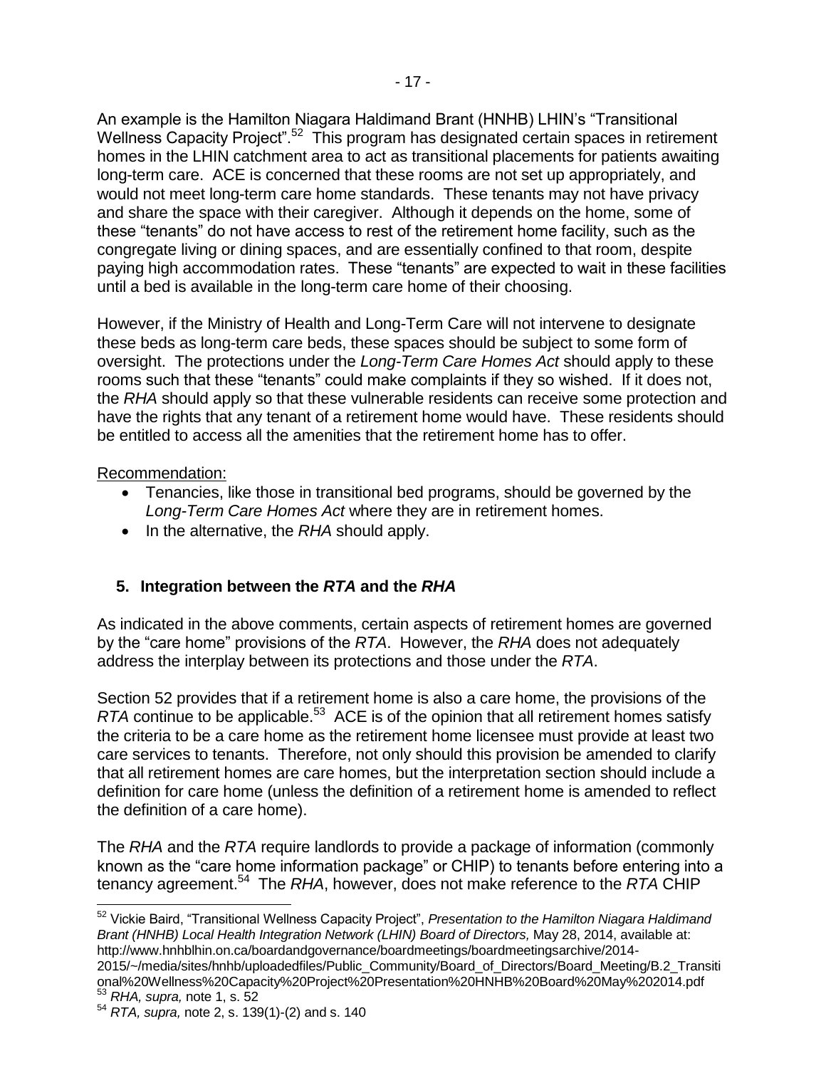An example is the Hamilton Niagara Haldimand Brant (HNHB) LHIN's "Transitional Wellness Capacity Project".[52] This program has designated certain spaces in retirement homes in the LHIN catchment area to act as transitional placements for patients awaiting long-term care. ACE is concerned that these rooms are not set up appropriately, and would not meet long-term care home standards. These tenants may not have privacy and share the space with their caregiver. Although it depends on the home, some of these "tenants" do not have access to rest of the retirement home facility, such as the congregate living or dining spaces, and are essentially confined to that room, despite paying high accommodation rates. These "tenants" are expected to wait in these facilities until a bed is available in the long-term care home of their choosing.

However, if the Ministry of Health and Long-Term Care will not intervene to designate these beds as long-term care beds, these spaces should be subject to some form of oversight. The protections under the *Long-Term Care Homes Act* should apply to these rooms such that these "tenants" could make complaints if they so wished. If it does not, the *RHA* should apply so that these vulnerable residents can receive some protection and have the rights that any tenant of a retirement home would have. These residents should be entitled to access all the amenities that the retirement home has to offer.

Recommendation:

- Tenancies, like those in transitional bed programs, should be governed by the *Long-Term Care Homes Act* where they are in retirement homes.
- In the alternative, the *RHA* should apply.

## 5. Integration between the *RTA* and the *RHA*

As indicated in the above comments, certain aspects of retirement homes are governed by the "care home" provisions of the *RTA*. However, the *RHA* does not adequately address the interplay between its protections and those under the *RTA*.

Section 52 provides that if a retirement home is also a care home, the provisions of the *RTA* continue to be applicable.[53] ACE is of the opinion that all retirement homes satisfy the criteria to be a care home as the retirement home licensee must provide at least two care services to tenants. Therefore, not only should this provision be amended to clarify that all retirement homes are care homes, but the interpretation section should include a definition for care home (unless the definition of a retirement home is amended to reflect the definition of a care home).

The *RHA* and the *RTA* require landlords to provide a package of information (commonly known as the "care home information package" or CHIP) to tenants before entering into a tenancy agreement.[54] The *RHA*, however, does not make reference to the *RTA* CHIP

---

[52] Vickie Baird, "Transitional Wellness Capacity Project", *Presentation to the Hamilton Niagara Haldimand Brant (HNHB) Local Health Integration Network (LHIN) Board of Directors,* May 28, 2014, available at: http://www.hnhblhin.on.ca/boardandgovernance/boardmeetings/boardmeetingsarchive/2014-2015/~/media/sites/hnhb/uploadedfiles/Public_Community/Board_of_Directors/Board_Meeting/B.2_Transitional%20Wellness%20Capacity%20Project%20Presentation%20HNHB%20Board%20May%202014.pdf

[53] *RHA, supra,* note 1, s. 52

[54] *RTA, supra,* note 2, s. 139(1)-(2) and s. 140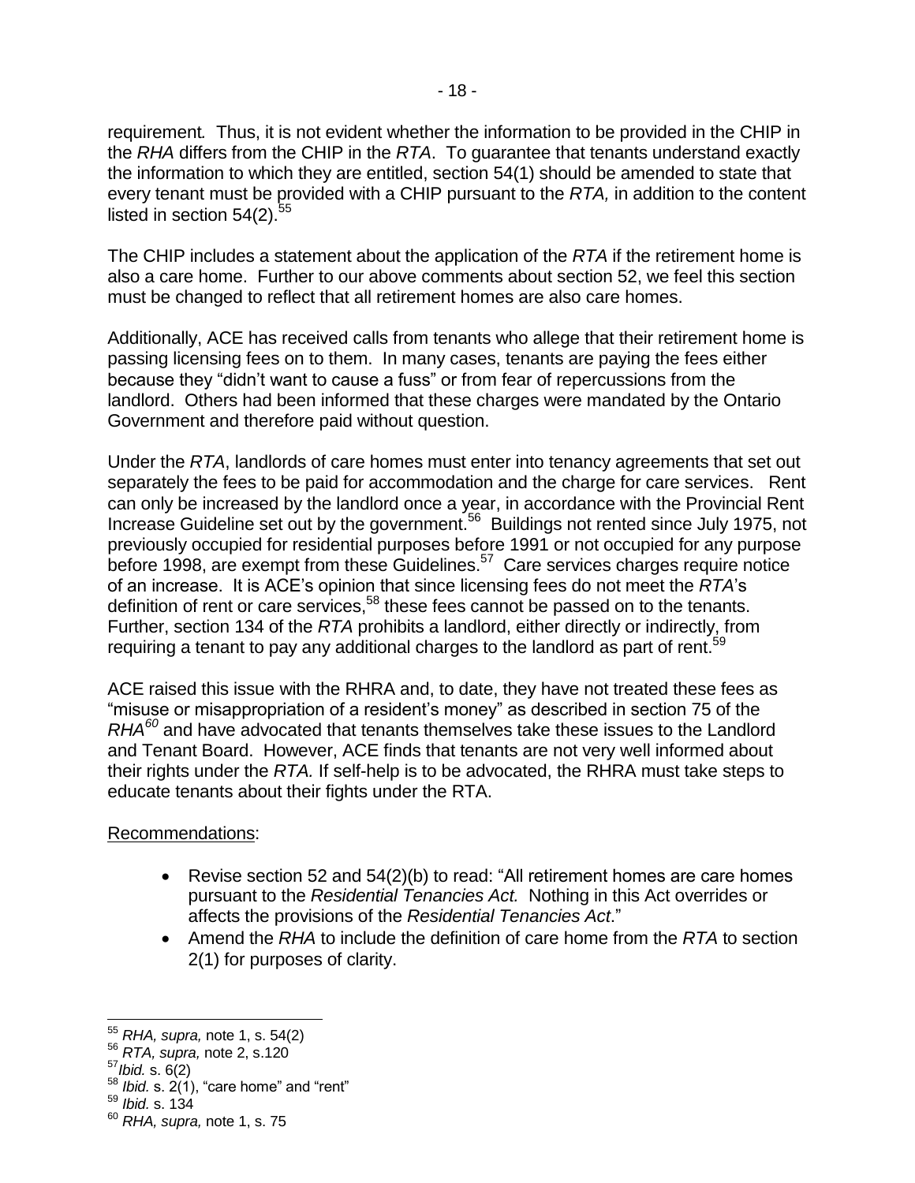requirement*.* Thus, it is not evident whether the information to be provided in the CHIP in the *RHA* differs from the CHIP in the *RTA*. To guarantee that tenants understand exactly the information to which they are entitled, section 54(1) should be amended to state that every tenant must be provided with a CHIP pursuant to the *RTA,* in addition to the content listed in section 54(2).[55]

The CHIP includes a statement about the application of the *RTA* if the retirement home is also a care home. Further to our above comments about section 52, we feel this section must be changed to reflect that all retirement homes are also care homes.

Additionally, ACE has received calls from tenants who allege that their retirement home is passing licensing fees on to them. In many cases, tenants are paying the fees either because they "didn't want to cause a fuss" or from fear of repercussions from the landlord. Others had been informed that these charges were mandated by the Ontario Government and therefore paid without question.

Under the *RTA*, landlords of care homes must enter into tenancy agreements that set out separately the fees to be paid for accommodation and the charge for care services. Rent can only be increased by the landlord once a year, in accordance with the Provincial Rent Increase Guideline set out by the government.[56] Buildings not rented since July 1975, not previously occupied for residential purposes before 1991 or not occupied for any purpose before 1998, are exempt from these Guidelines.[57] Care services charges require notice of an increase. It is ACE's opinion that since licensing fees do not meet the *RTA*'s definition of rent or care services,[58] these fees cannot be passed on to the tenants. Further, section 134 of the *RTA* prohibits a landlord, either directly or indirectly, from requiring a tenant to pay any additional charges to the landlord as part of rent.[59]

ACE raised this issue with the RHRA and, to date, they have not treated these fees as "misuse or misappropriation of a resident's money" as described in section 75 of the *RHA*[60] and have advocated that tenants themselves take these issues to the Landlord and Tenant Board. However, ACE finds that tenants are not very well informed about their rights under the *RTA.* If self-help is to be advocated, the RHRA must take steps to educate tenants about their fights under the RTA.

Recommendations:

- Revise section 52 and 54(2)(b) to read: "All retirement homes are care homes pursuant to the *Residential Tenancies Act.* Nothing in this Act overrides or affects the provisions of the *Residential Tenancies Act*."
- Amend the *RHA* to include the definition of care home from the *RTA* to section 2(1) for purposes of clarity.

---

[55] *RHA, supra,* note 1, s. 54(2)

[56] *RTA, supra,* note 2, s.120

[57] *Ibid.* s. 6(2)

[58] *Ibid.* s. 2(1), "care home" and "rent"

[59] *Ibid.* s. 134

[60] *RHA, supra,* note 1, s. 75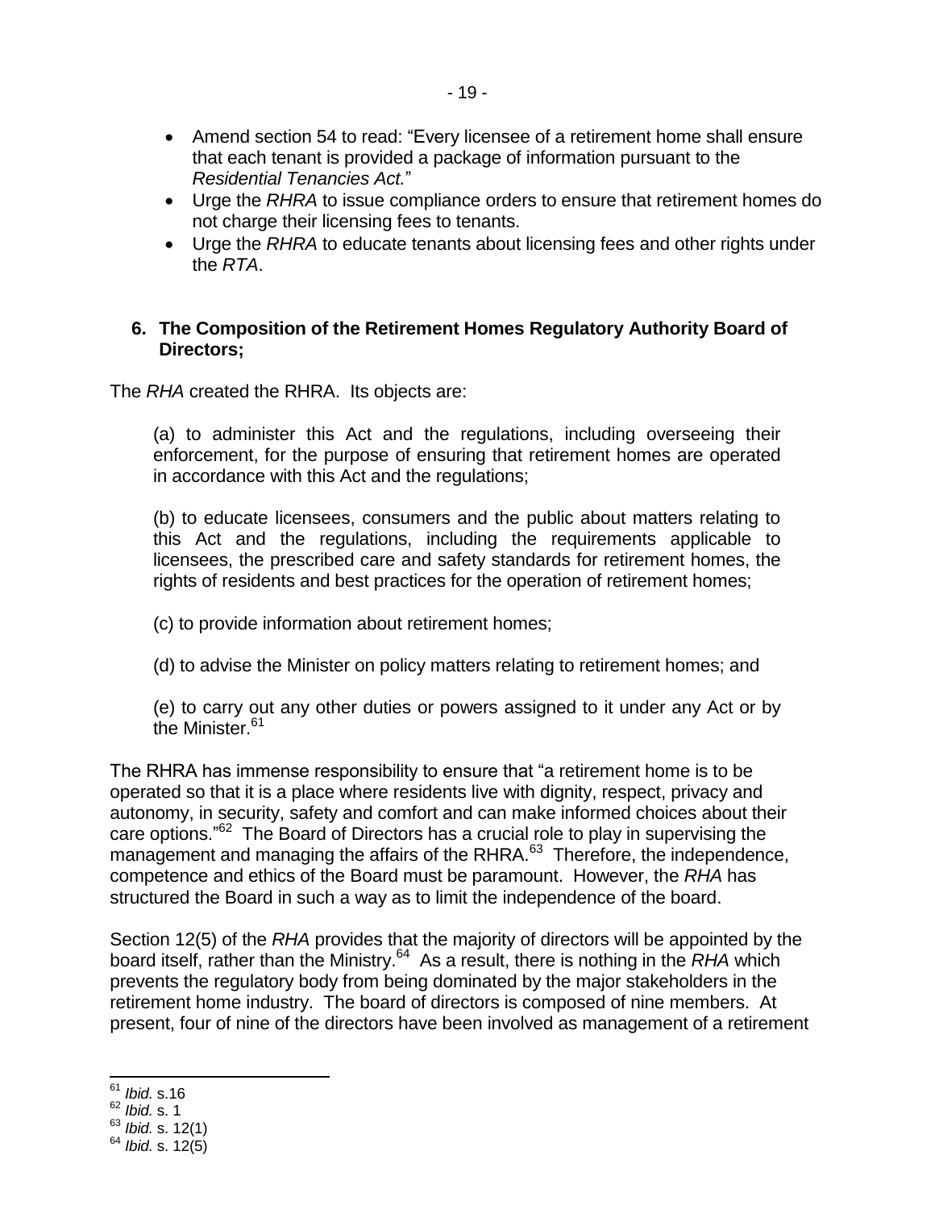- Amend section 54 to read: "Every licensee of a retirement home shall ensure that each tenant is provided a package of information pursuant to the *Residential Tenancies Act.*"
- Urge the *RHRA* to issue compliance orders to ensure that retirement homes do not charge their licensing fees to tenants.
- Urge the *RHRA* to educate tenants about licensing fees and other rights under the *RTA*.

### 6. The Composition of the Retirement Homes Regulatory Authority Board of Directors;

The *RHA* created the RHRA. Its objects are:

> (a) to administer this Act and the regulations, including overseeing their enforcement, for the purpose of ensuring that retirement homes are operated in accordance with this Act and the regulations;
>
> (b) to educate licensees, consumers and the public about matters relating to this Act and the regulations, including the requirements applicable to licensees, the prescribed care and safety standards for retirement homes, the rights of residents and best practices for the operation of retirement homes;
>
> (c) to provide information about retirement homes;
>
> (d) to advise the Minister on policy matters relating to retirement homes; and
>
> (e) to carry out any other duties or powers assigned to it under any Act or by the Minister.[61]

The RHRA has immense responsibility to ensure that "a retirement home is to be operated so that it is a place where residents live with dignity, respect, privacy and autonomy, in security, safety and comfort and can make informed choices about their care options."[62] The Board of Directors has a crucial role to play in supervising the management and managing the affairs of the RHRA.[63] Therefore, the independence, competence and ethics of the Board must be paramount. However, the *RHA* has structured the Board in such a way as to limit the independence of the board.

Section 12(5) of the *RHA* provides that the majority of directors will be appointed by the board itself, rather than the Ministry.[64] As a result, there is nothing in the *RHA* which prevents the regulatory body from being dominated by the major stakeholders in the retirement home industry. The board of directors is composed of nine members. At present, four of nine of the directors have been involved as management of a retirement

---

[61] *Ibid.* s.16
[62] *Ibid.* s. 1
[63] *Ibid.* s. 12(1)
[64] *Ibid.* s. 12(5)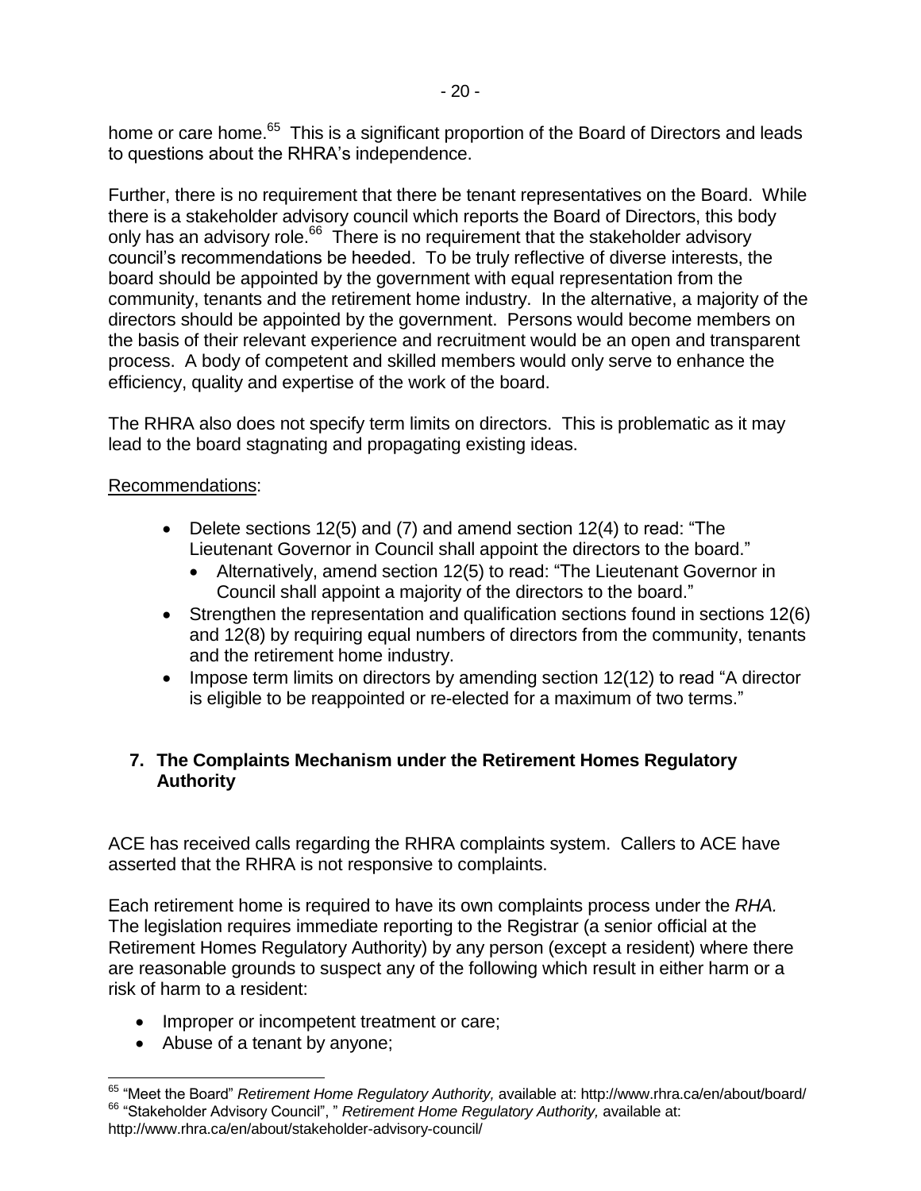home or care home.[65] This is a significant proportion of the Board of Directors and leads to questions about the RHRA's independence.

Further, there is no requirement that there be tenant representatives on the Board. While there is a stakeholder advisory council which reports the Board of Directors, this body only has an advisory role.[66] There is no requirement that the stakeholder advisory council's recommendations be heeded. To be truly reflective of diverse interests, the board should be appointed by the government with equal representation from the community, tenants and the retirement home industry. In the alternative, a majority of the directors should be appointed by the government. Persons would become members on the basis of their relevant experience and recruitment would be an open and transparent process. A body of competent and skilled members would only serve to enhance the efficiency, quality and expertise of the work of the board.

The RHRA also does not specify term limits on directors. This is problematic as it may lead to the board stagnating and propagating existing ideas.

<u>Recommendations</u>:

- Delete sections 12(5) and (7) and amend section 12(4) to read: "The Lieutenant Governor in Council shall appoint the directors to the board."
  - Alternatively, amend section 12(5) to read: "The Lieutenant Governor in Council shall appoint a majority of the directors to the board."
- Strengthen the representation and qualification sections found in sections 12(6) and 12(8) by requiring equal numbers of directors from the community, tenants and the retirement home industry.
- Impose term limits on directors by amending section 12(12) to read "A director is eligible to be reappointed or re-elected for a maximum of two terms."

## 7. The Complaints Mechanism under the Retirement Homes Regulatory Authority

ACE has received calls regarding the RHRA complaints system. Callers to ACE have asserted that the RHRA is not responsive to complaints.

Each retirement home is required to have its own complaints process under the *RHA.* The legislation requires immediate reporting to the Registrar (a senior official at the Retirement Homes Regulatory Authority) by any person (except a resident) where there are reasonable grounds to suspect any of the following which result in either harm or a risk of harm to a resident:

- Improper or incompetent treatment or care;
- Abuse of a tenant by anyone;

---

[65] "Meet the Board" *Retirement Home Regulatory Authority,* available at: http://www.rhra.ca/en/about/board/

[66] "Stakeholder Advisory Council", " *Retirement Home Regulatory Authority,* available at: http://www.rhra.ca/en/about/stakeholder-advisory-council/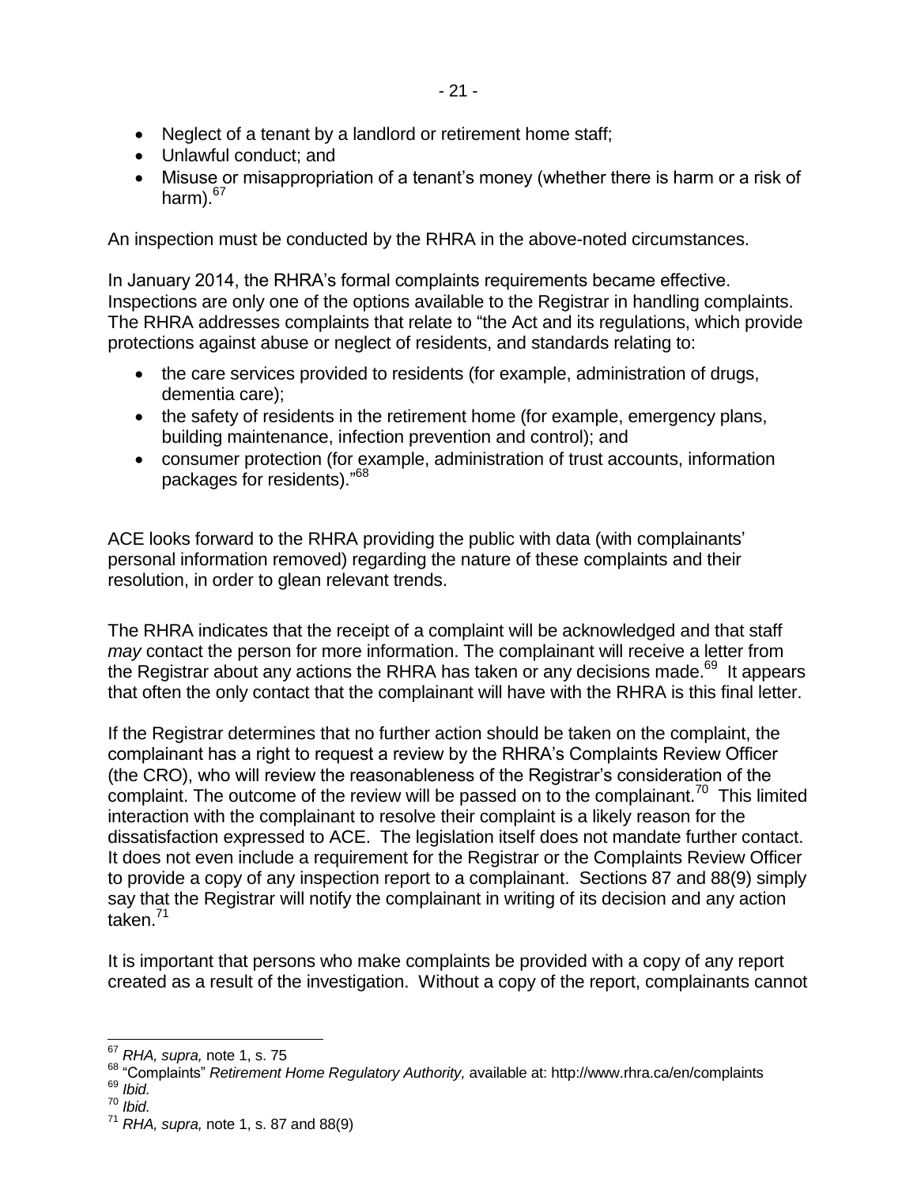- Neglect of a tenant by a landlord or retirement home staff;
- Unlawful conduct; and
- Misuse or misappropriation of a tenant's money (whether there is harm or a risk of harm).[67]

An inspection must be conducted by the RHRA in the above-noted circumstances.

In January 2014, the RHRA's formal complaints requirements became effective. Inspections are only one of the options available to the Registrar in handling complaints. The RHRA addresses complaints that relate to "the Act and its regulations, which provide protections against abuse or neglect of residents, and standards relating to:

- the care services provided to residents (for example, administration of drugs, dementia care);
- the safety of residents in the retirement home (for example, emergency plans, building maintenance, infection prevention and control); and
- consumer protection (for example, administration of trust accounts, information packages for residents)."[68]

ACE looks forward to the RHRA providing the public with data (with complainants' personal information removed) regarding the nature of these complaints and their resolution, in order to glean relevant trends.

The RHRA indicates that the receipt of a complaint will be acknowledged and that staff *may* contact the person for more information. The complainant will receive a letter from the Registrar about any actions the RHRA has taken or any decisions made.[69] It appears that often the only contact that the complainant will have with the RHRA is this final letter.

If the Registrar determines that no further action should be taken on the complaint, the complainant has a right to request a review by the RHRA's Complaints Review Officer (the CRO), who will review the reasonableness of the Registrar's consideration of the complaint. The outcome of the review will be passed on to the complainant.[70] This limited interaction with the complainant to resolve their complaint is a likely reason for the dissatisfaction expressed to ACE. The legislation itself does not mandate further contact. It does not even include a requirement for the Registrar or the Complaints Review Officer to provide a copy of any inspection report to a complainant. Sections 87 and 88(9) simply say that the Registrar will notify the complainant in writing of its decision and any action taken.[71]

It is important that persons who make complaints be provided with a copy of any report created as a result of the investigation. Without a copy of the report, complainants cannot

---

[67] *RHA, supra,* note 1, s. 75

[68] "Complaints" *Retirement Home Regulatory Authority,* available at: http://www.rhra.ca/en/complaints

[69] *Ibid.*

[70] *Ibid.*

[71] *RHA, supra,* note 1, s. 87 and 88(9)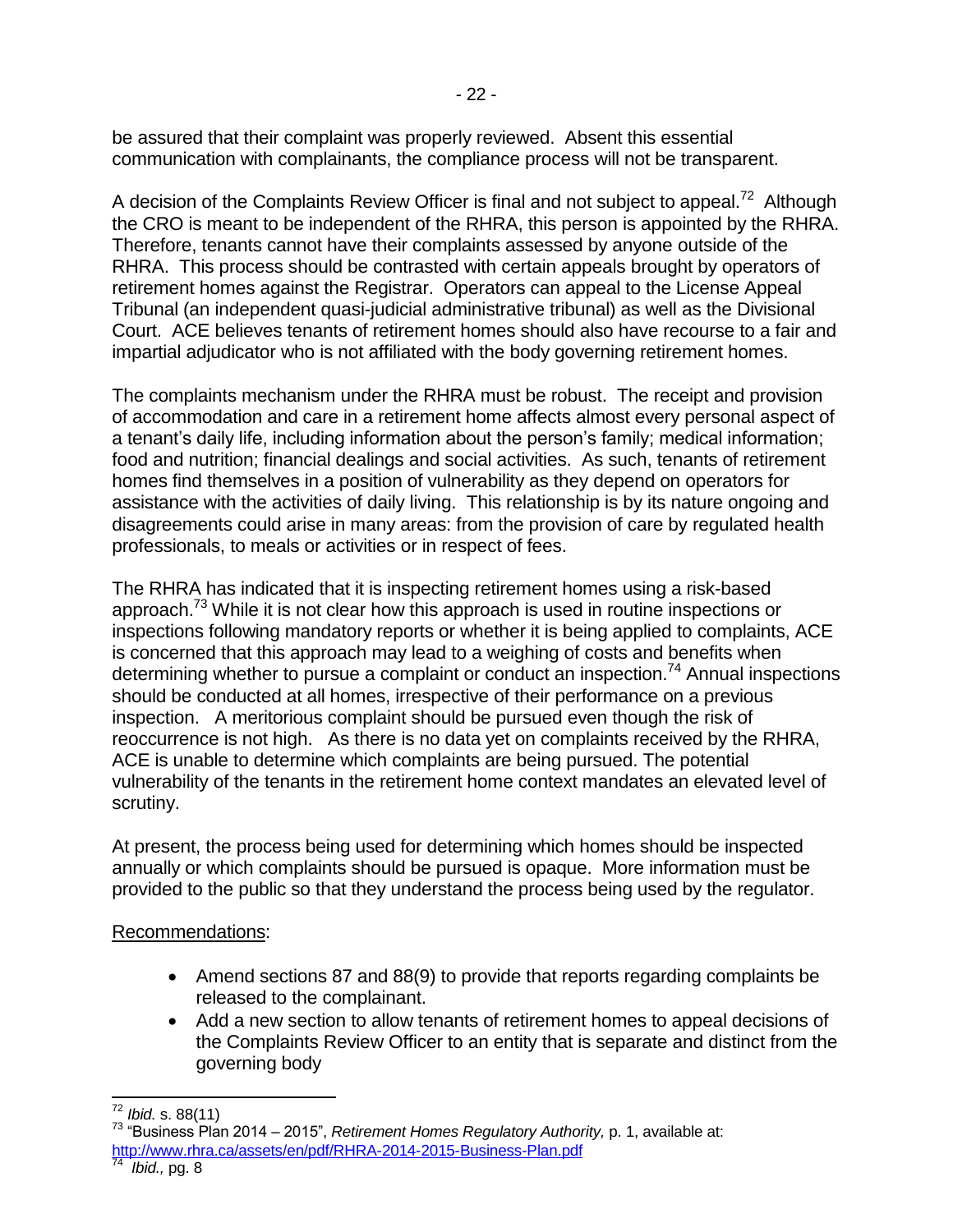be assured that their complaint was properly reviewed. Absent this essential communication with complainants, the compliance process will not be transparent.

A decision of the Complaints Review Officer is final and not subject to appeal.[72] Although the CRO is meant to be independent of the RHRA, this person is appointed by the RHRA. Therefore, tenants cannot have their complaints assessed by anyone outside of the RHRA. This process should be contrasted with certain appeals brought by operators of retirement homes against the Registrar. Operators can appeal to the License Appeal Tribunal (an independent quasi-judicial administrative tribunal) as well as the Divisional Court. ACE believes tenants of retirement homes should also have recourse to a fair and impartial adjudicator who is not affiliated with the body governing retirement homes.

The complaints mechanism under the RHRA must be robust. The receipt and provision of accommodation and care in a retirement home affects almost every personal aspect of a tenant's daily life, including information about the person's family; medical information; food and nutrition; financial dealings and social activities. As such, tenants of retirement homes find themselves in a position of vulnerability as they depend on operators for assistance with the activities of daily living. This relationship is by its nature ongoing and disagreements could arise in many areas: from the provision of care by regulated health professionals, to meals or activities or in respect of fees.

The RHRA has indicated that it is inspecting retirement homes using a risk-based approach.[73] While it is not clear how this approach is used in routine inspections or inspections following mandatory reports or whether it is being applied to complaints, ACE is concerned that this approach may lead to a weighing of costs and benefits when determining whether to pursue a complaint or conduct an inspection.[74] Annual inspections should be conducted at all homes, irrespective of their performance on a previous inspection. A meritorious complaint should be pursued even though the risk of reoccurrence is not high. As there is no data yet on complaints received by the RHRA, ACE is unable to determine which complaints are being pursued. The potential vulnerability of the tenants in the retirement home context mandates an elevated level of scrutiny.

At present, the process being used for determining which homes should be inspected annually or which complaints should be pursued is opaque. More information must be provided to the public so that they understand the process being used by the regulator.

Recommendations:

- Amend sections 87 and 88(9) to provide that reports regarding complaints be released to the complainant.
- Add a new section to allow tenants of retirement homes to appeal decisions of the Complaints Review Officer to an entity that is separate and distinct from the governing body

---

[72] *Ibid.* s. 88(11)

[73] "Business Plan 2014 – 2015", *Retirement Homes Regulatory Authority,* p. 1, available at: http://www.rhra.ca/assets/en/pdf/RHRA-2014-2015-Business-Plan.pdf

[74] *Ibid.,* pg. 8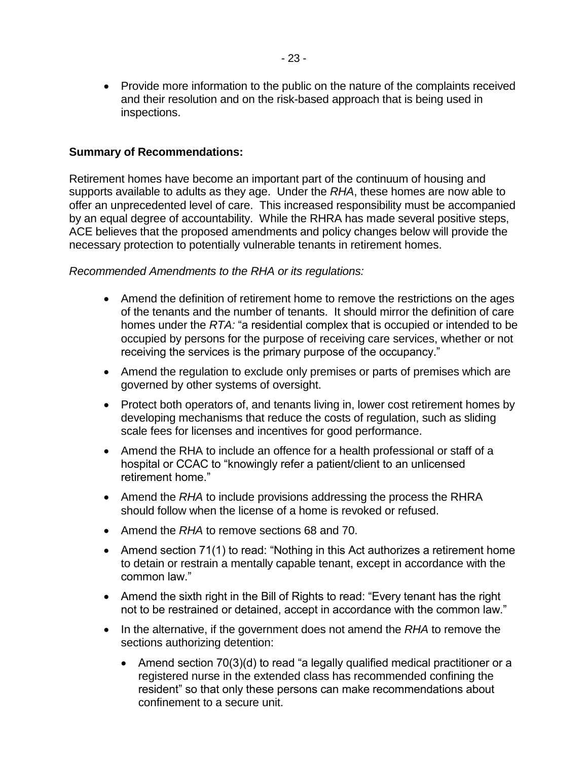- Provide more information to the public on the nature of the complaints received and their resolution and on the risk-based approach that is being used in inspections.

**Summary of Recommendations:**

Retirement homes have become an important part of the continuum of housing and supports available to adults as they age. Under the *RHA*, these homes are now able to offer an unprecedented level of care. This increased responsibility must be accompanied by an equal degree of accountability. While the RHRA has made several positive steps, ACE believes that the proposed amendments and policy changes below will provide the necessary protection to potentially vulnerable tenants in retirement homes.

*Recommended Amendments to the RHA or its regulations:*

- Amend the definition of retirement home to remove the restrictions on the ages of the tenants and the number of tenants. It should mirror the definition of care homes under the *RTA:* "a residential complex that is occupied or intended to be occupied by persons for the purpose of receiving care services, whether or not receiving the services is the primary purpose of the occupancy."
- Amend the regulation to exclude only premises or parts of premises which are governed by other systems of oversight.
- Protect both operators of, and tenants living in, lower cost retirement homes by developing mechanisms that reduce the costs of regulation, such as sliding scale fees for licenses and incentives for good performance.
- Amend the RHA to include an offence for a health professional or staff of a hospital or CCAC to "knowingly refer a patient/client to an unlicensed retirement home."
- Amend the *RHA* to include provisions addressing the process the RHRA should follow when the license of a home is revoked or refused.
- Amend the *RHA* to remove sections 68 and 70.
- Amend section 71(1) to read: "Nothing in this Act authorizes a retirement home to detain or restrain a mentally capable tenant, except in accordance with the common law."
- Amend the sixth right in the Bill of Rights to read: "Every tenant has the right not to be restrained or detained, accept in accordance with the common law."
- In the alternative, if the government does not amend the *RHA* to remove the sections authorizing detention:
  - Amend section 70(3)(d) to read "a legally qualified medical practitioner or a registered nurse in the extended class has recommended confining the resident" so that only these persons can make recommendations about confinement to a secure unit.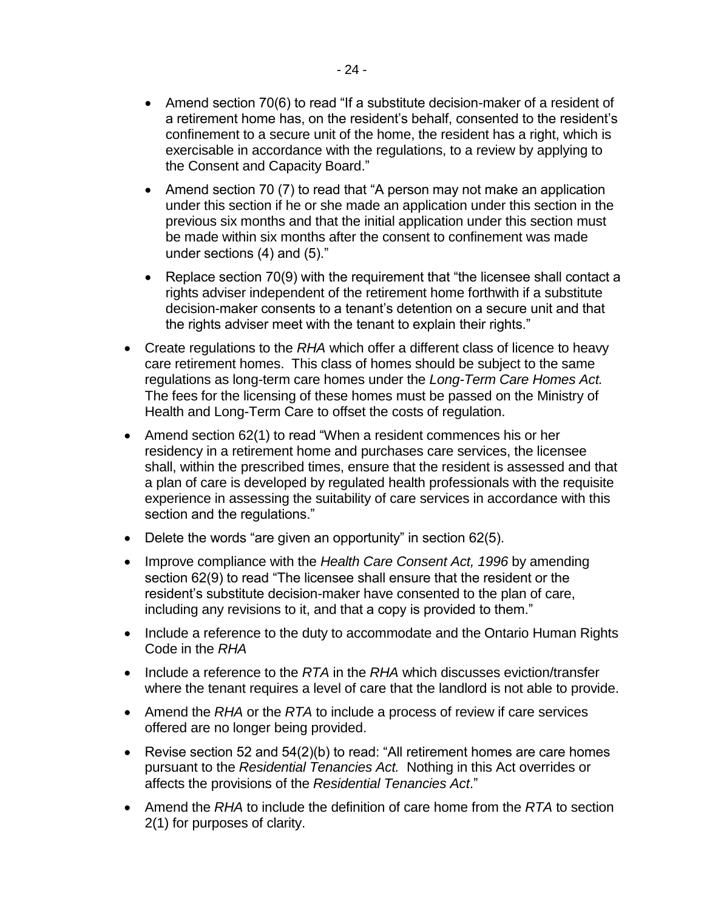- Amend section 70(6) to read "If a substitute decision-maker of a resident of a retirement home has, on the resident's behalf, consented to the resident's confinement to a secure unit of the home, the resident has a right, which is exercisable in accordance with the regulations, to a review by applying to the Consent and Capacity Board."
- Amend section 70 (7) to read that "A person may not make an application under this section if he or she made an application under this section in the previous six months and that the initial application under this section must be made within six months after the consent to confinement was made under sections (4) and (5)."
- Replace section 70(9) with the requirement that "the licensee shall contact a rights adviser independent of the retirement home forthwith if a substitute decision-maker consents to a tenant's detention on a secure unit and that the rights adviser meet with the tenant to explain their rights."

- Create regulations to the *RHA* which offer a different class of licence to heavy care retirement homes. This class of homes should be subject to the same regulations as long-term care homes under the *Long-Term Care Homes Act.* The fees for the licensing of these homes must be passed on the Ministry of Health and Long-Term Care to offset the costs of regulation.
- Amend section 62(1) to read "When a resident commences his or her residency in a retirement home and purchases care services, the licensee shall, within the prescribed times, ensure that the resident is assessed and that a plan of care is developed by regulated health professionals with the requisite experience in assessing the suitability of care services in accordance with this section and the regulations."
- Delete the words "are given an opportunity" in section 62(5).
- Improve compliance with the *Health Care Consent Act, 1996* by amending section 62(9) to read "The licensee shall ensure that the resident or the resident's substitute decision-maker have consented to the plan of care, including any revisions to it, and that a copy is provided to them."
- Include a reference to the duty to accommodate and the Ontario Human Rights Code in the *RHA*
- Include a reference to the *RTA* in the *RHA* which discusses eviction/transfer where the tenant requires a level of care that the landlord is not able to provide.
- Amend the *RHA* or the *RTA* to include a process of review if care services offered are no longer being provided.
- Revise section 52 and 54(2)(b) to read: "All retirement homes are care homes pursuant to the *Residential Tenancies Act.* Nothing in this Act overrides or affects the provisions of the *Residential Tenancies Act*."
- Amend the *RHA* to include the definition of care home from the *RTA* to section 2(1) for purposes of clarity.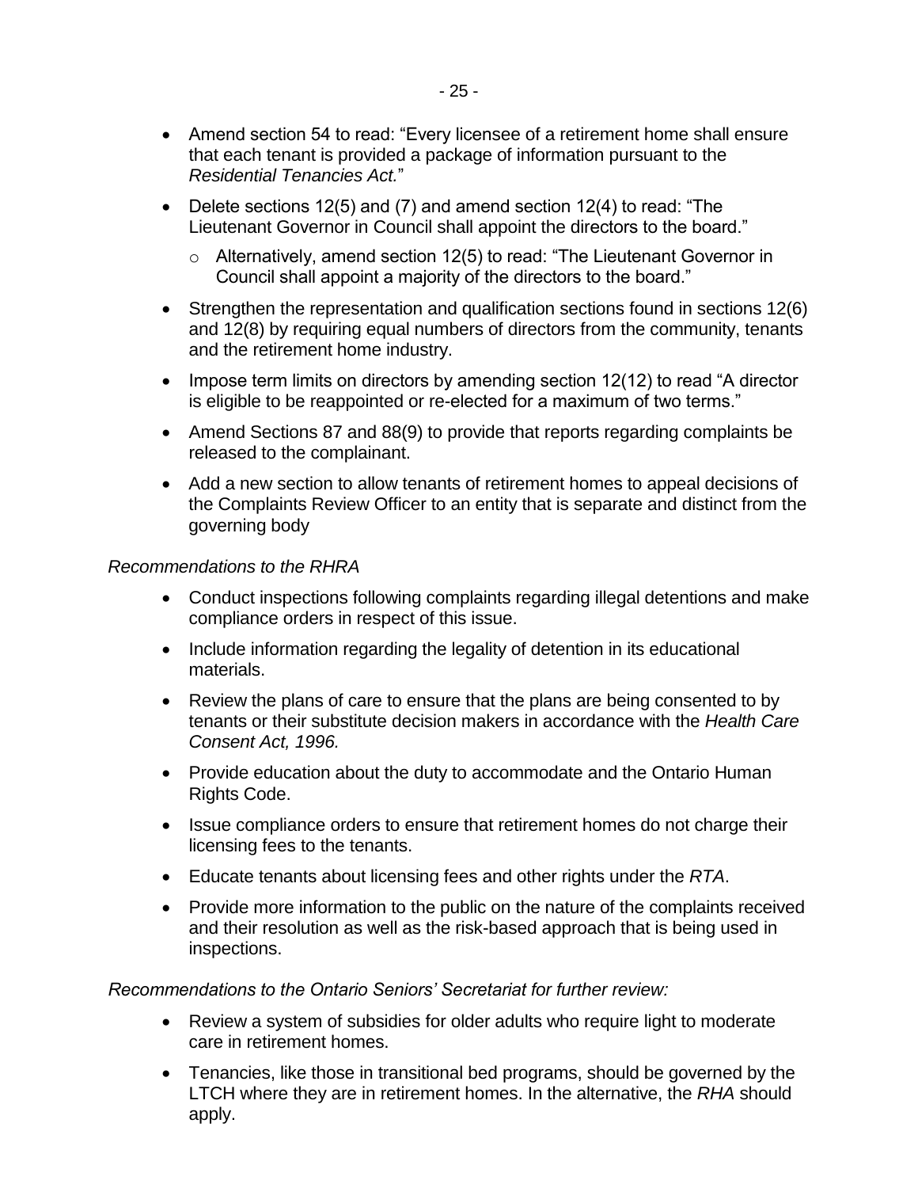- Amend section 54 to read: "Every licensee of a retirement home shall ensure that each tenant is provided a package of information pursuant to the *Residential Tenancies Act.*"
- Delete sections 12(5) and (7) and amend section 12(4) to read: "The Lieutenant Governor in Council shall appoint the directors to the board."
  - Alternatively, amend section 12(5) to read: "The Lieutenant Governor in Council shall appoint a majority of the directors to the board."
- Strengthen the representation and qualification sections found in sections 12(6) and 12(8) by requiring equal numbers of directors from the community, tenants and the retirement home industry.
- Impose term limits on directors by amending section 12(12) to read "A director is eligible to be reappointed or re-elected for a maximum of two terms."
- Amend Sections 87 and 88(9) to provide that reports regarding complaints be released to the complainant.
- Add a new section to allow tenants of retirement homes to appeal decisions of the Complaints Review Officer to an entity that is separate and distinct from the governing body

*Recommendations to the RHRA*

- Conduct inspections following complaints regarding illegal detentions and make compliance orders in respect of this issue.
- Include information regarding the legality of detention in its educational materials.
- Review the plans of care to ensure that the plans are being consented to by tenants or their substitute decision makers in accordance with the *Health Care Consent Act, 1996.*
- Provide education about the duty to accommodate and the Ontario Human Rights Code.
- Issue compliance orders to ensure that retirement homes do not charge their licensing fees to the tenants.
- Educate tenants about licensing fees and other rights under the *RTA*.
- Provide more information to the public on the nature of the complaints received and their resolution as well as the risk-based approach that is being used in inspections.

*Recommendations to the Ontario Seniors' Secretariat for further review:*

- Review a system of subsidies for older adults who require light to moderate care in retirement homes.
- Tenancies, like those in transitional bed programs, should be governed by the LTCH where they are in retirement homes. In the alternative, the *RHA* should apply.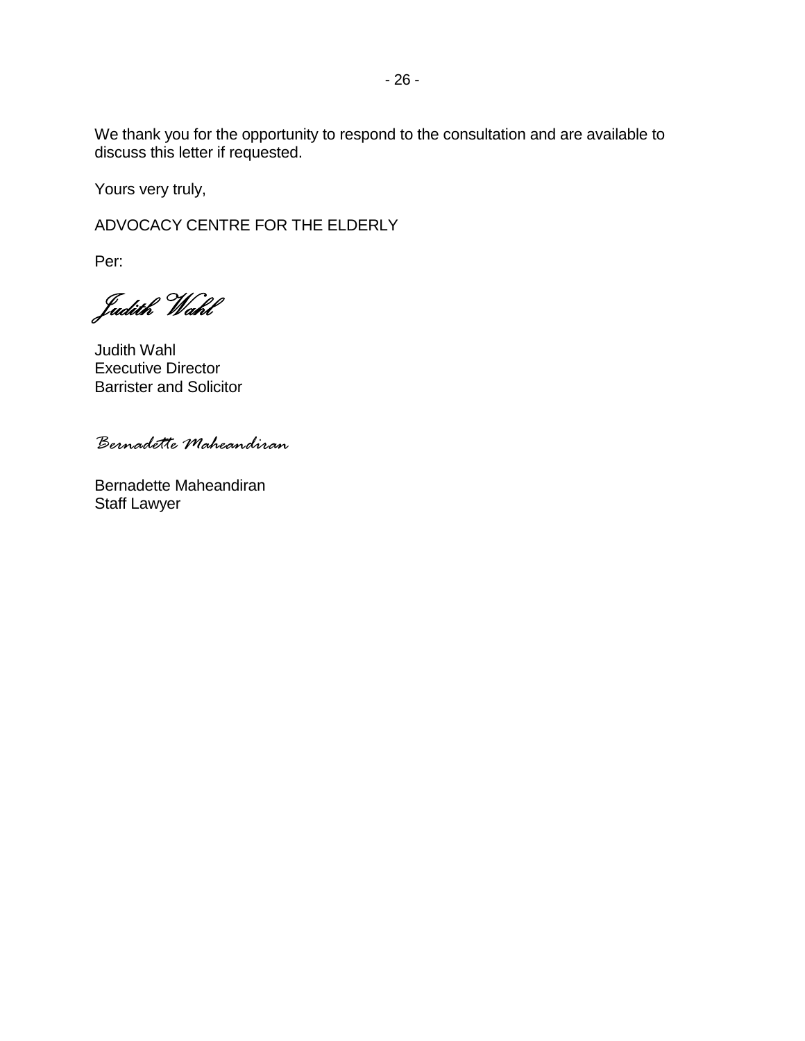We thank you for the opportunity to respond to the consultation and are available to discuss this letter if requested.

Yours very truly,

ADVOCACY CENTRE FOR THE ELDERLY

Per:

*Judith Wahl*

Judith Wahl
Executive Director
Barrister and Solicitor

*Bernadette Maheandiran*

Bernadette Maheandiran
Staff Lawyer